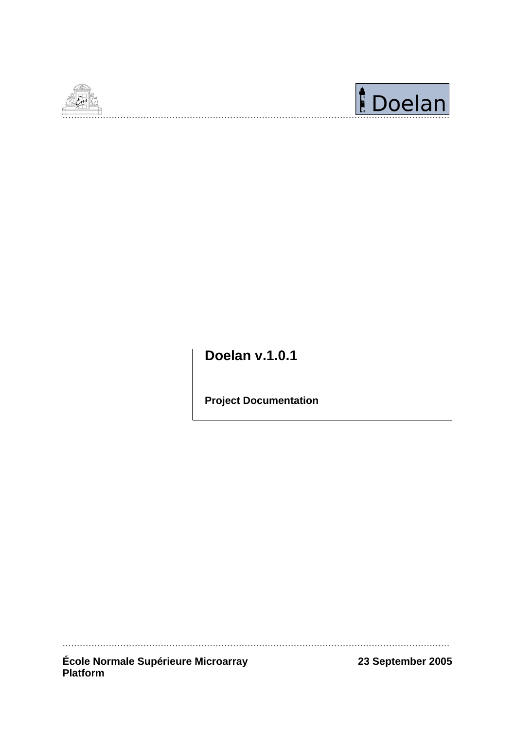# Doelan v.1.0.1

**Project Documentation**

**École Normale Supérieure Microarray Platform**

**23 September 2005**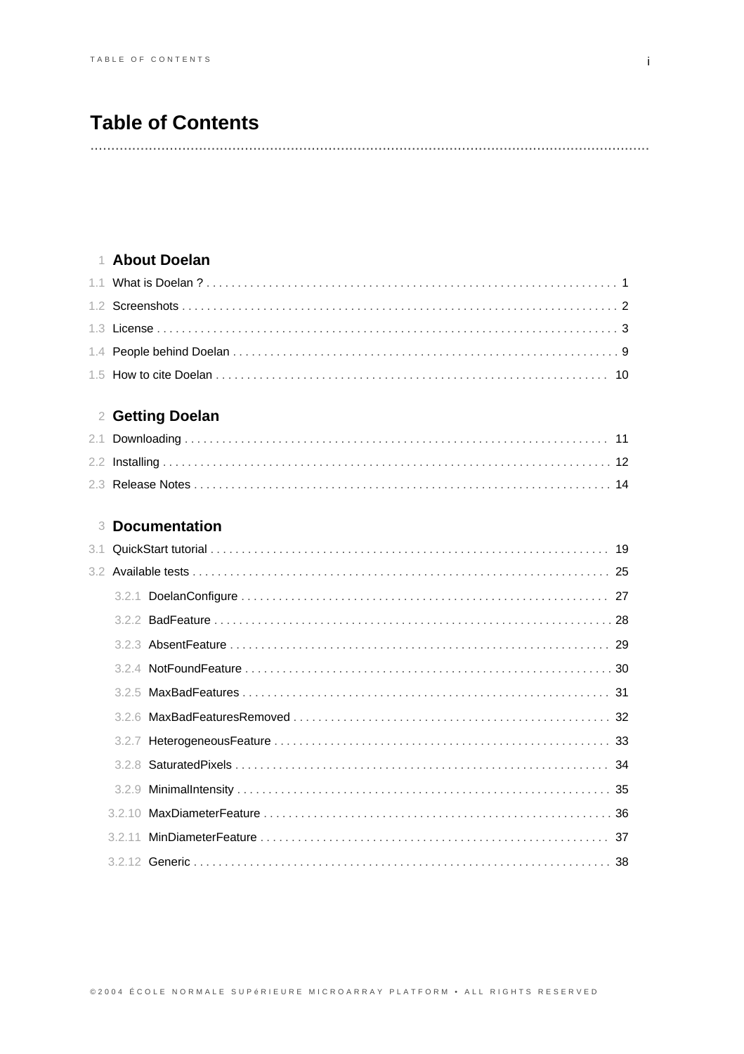# Table of Contents

## 1 About Doelan

- 1.1 What is Doelan ? ... 1
- 1.2 Screenshots ... 2
- 1.3 License ... 3
- 1.4 People behind Doelan ... 9
- 1.5 How to cite Doelan ... 10

## 2 Getting Doelan

- 2.1 Downloading ... 11
- 2.2 Installing ... 12
- 2.3 Release Notes ... 14

## 3 Documentation

- 3.1 QuickStart tutorial ... 19
- 3.2 Available tests ... 25
  - 3.2.1 DoelanConfigure ... 27
  - 3.2.2 BadFeature ... 28
  - 3.2.3 AbsentFeature ... 29
  - 3.2.4 NotFoundFeature ... 30
  - 3.2.5 MaxBadFeatures ... 31
  - 3.2.6 MaxBadFeaturesRemoved ... 32
  - 3.2.7 HeterogeneousFeature ... 33
  - 3.2.8 SaturatedPixels ... 34
  - 3.2.9 MinimalIntensity ... 35
  - 3.2.10 MaxDiameterFeature ... 36
  - 3.2.11 MinDiameterFeature ... 37
  - 3.2.12 Generic ... 38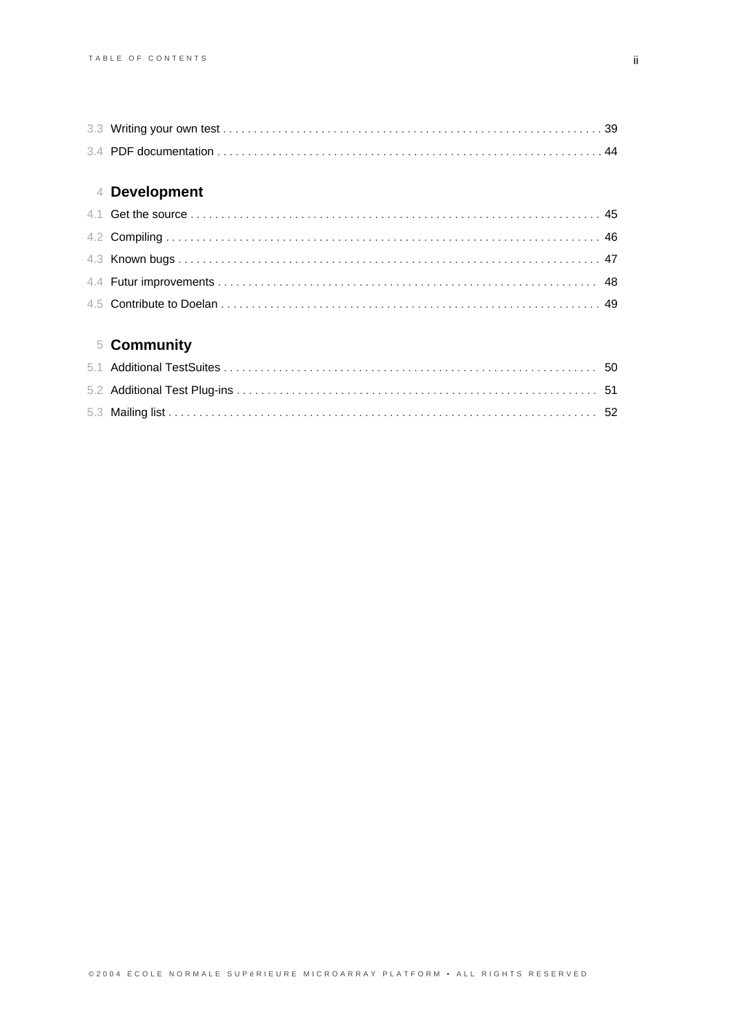3.3 Writing your own test . . . . . . . . . . . . . . . . . . . . . . . . . . . . . . . . . . . . . . . . . . . . . . . . . . . . . . . . . . . . . 39

3.4 PDF documentation . . . . . . . . . . . . . . . . . . . . . . . . . . . . . . . . . . . . . . . . . . . . . . . . . . . . . . . . . . . . . . . 44

## 4 Development

4.1 Get the source . . . . . . . . . . . . . . . . . . . . . . . . . . . . . . . . . . . . . . . . . . . . . . . . . . . . . . . . . . . . . . . . . . 45

4.2 Compiling . . . . . . . . . . . . . . . . . . . . . . . . . . . . . . . . . . . . . . . . . . . . . . . . . . . . . . . . . . . . . . . . . . . . . . 46

4.3 Known bugs . . . . . . . . . . . . . . . . . . . . . . . . . . . . . . . . . . . . . . . . . . . . . . . . . . . . . . . . . . . . . . . . . . . . 47

4.4 Futur improvements . . . . . . . . . . . . . . . . . . . . . . . . . . . . . . . . . . . . . . . . . . . . . . . . . . . . . . . . . . . . . 48

4.5 Contribute to Doelan . . . . . . . . . . . . . . . . . . . . . . . . . . . . . . . . . . . . . . . . . . . . . . . . . . . . . . . . . . . . . 49

## 5 Community

5.1 Additional TestSuites . . . . . . . . . . . . . . . . . . . . . . . . . . . . . . . . . . . . . . . . . . . . . . . . . . . . . . . . . . . . 50

5.2 Additional Test Plug-ins . . . . . . . . . . . . . . . . . . . . . . . . . . . . . . . . . . . . . . . . . . . . . . . . . . . . . . . . . . 51

5.3 Mailing list . . . . . . . . . . . . . . . . . . . . . . . . . . . . . . . . . . . . . . . . . . . . . . . . . . . . . . . . . . . . . . . . . . . . . 52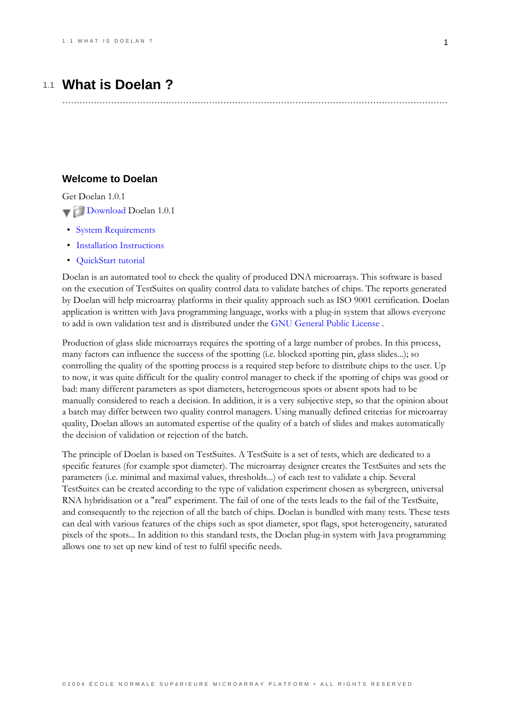# 1.1 What is Doelan ?

## Welcome to Doelan

Get Doelan 1.0.1

Download Doelan 1.0.1

- System Requirements
- Installation Instructions
- QuickStart tutorial

Doelan is an automated tool to check the quality of produced DNA microarrays. This software is based on the execution of TestSuites on quality control data to validate batches of chips. The reports generated by Doelan will help microarray platforms in their quality approach such as ISO 9001 certification. Doelan application is written with Java programming language, works with a plug-in system that allows everyone to add is own validation test and is distributed under the GNU General Public License .

Production of glass slide microarrays requires the spotting of a large number of probes. In this process, many factors can influence the success of the spotting (i.e. blocked spotting pin, glass slides...); so controlling the quality of the spotting process is a required step before to distribute chips to the user. Up to now, it was quite difficult for the quality control manager to check if the spotting of chips was good or bad: many different parameters as spot diameters, heterogeneous spots or absent spots had to be manually considered to reach a decision. In addition, it is a very subjective step, so that the opinion about a batch may differ between two quality control managers. Using manually defined criterias for microarray quality, Doelan allows an automated expertise of the quality of a batch of slides and makes automatically the decision of validation or rejection of the batch.

The principle of Doelan is based on TestSuites. A TestSuite is a set of tests, which are dedicated to a specific features (for example spot diameter). The microarray designer creates the TestSuites and sets the parameters (i.e. minimal and maximal values, thresholds...) of each test to validate a chip. Several TestSuites can be created according to the type of validation experiment chosen as sybergreen, universal RNA hybridisation or a "real" experiment. The fail of one of the tests leads to the fail of the TestSuite, and consequently to the rejection of all the batch of chips. Doelan is bundled with many tests. These tests can deal with various features of the chips such as spot diameter, spot flags, spot heterogeneity, saturated pixels of the spots... In addition to this standard tests, the Doelan plug-in system with Java programming allows one to set up new kind of test to fulfil specific needs.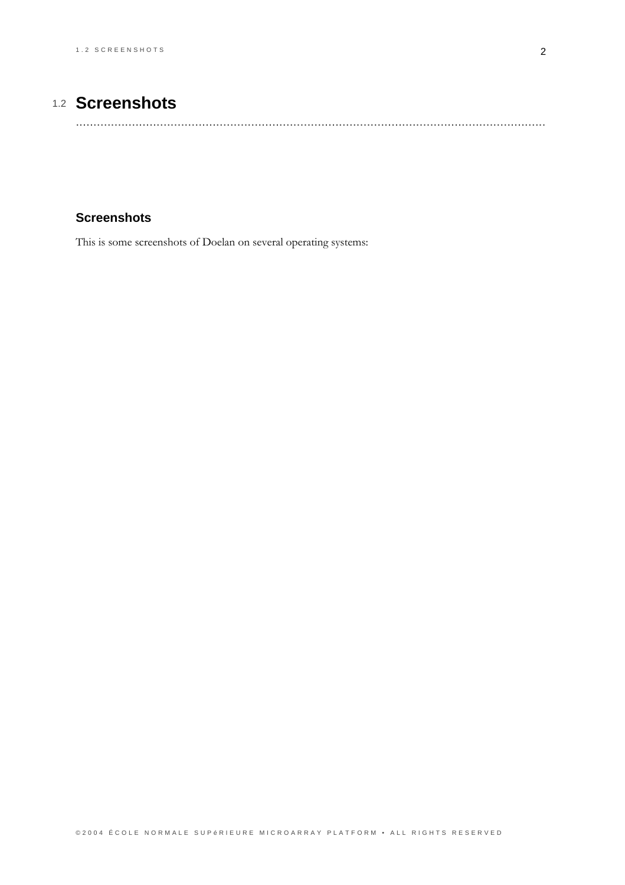## 1.2 Screenshots

### Screenshots

This is some screenshots of Doelan on several operating systems: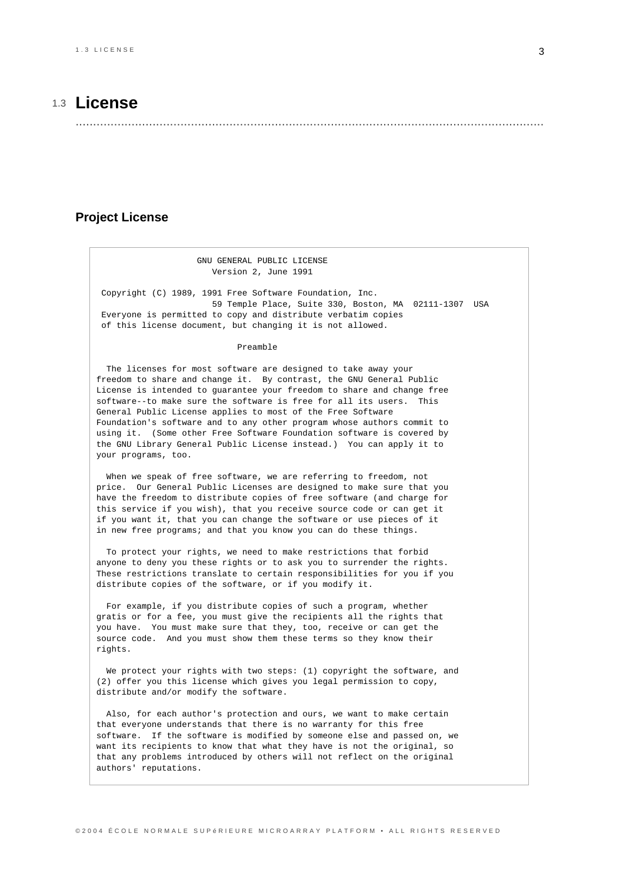## 1.3 License

### Project License

```
                    GNU GENERAL PUBLIC LICENSE
                       Version 2, June 1991

 Copyright (C) 1989, 1991 Free Software Foundation, Inc.
                       59 Temple Place, Suite 330, Boston, MA  02111-1307  USA
 Everyone is permitted to copy and distribute verbatim copies
 of this license document, but changing it is not allowed.

                            Preamble

  The licenses for most software are designed to take away your
freedom to share and change it.  By contrast, the GNU General Public
License is intended to guarantee your freedom to share and change free
software--to make sure the software is free for all its users.  This
General Public License applies to most of the Free Software
Foundation's software and to any other program whose authors commit to
using it.  (Some other Free Software Foundation software is covered by
the GNU Library General Public License instead.)  You can apply it to
your programs, too.

  When we speak of free software, we are referring to freedom, not
price.  Our General Public Licenses are designed to make sure that you
have the freedom to distribute copies of free software (and charge for
this service if you wish), that you receive source code or can get it
if you want it, that you can change the software or use pieces of it
in new free programs; and that you know you can do these things.

  To protect your rights, we need to make restrictions that forbid
anyone to deny you these rights or to ask you to surrender the rights.
These restrictions translate to certain responsibilities for you if you
distribute copies of the software, or if you modify it.

  For example, if you distribute copies of such a program, whether
gratis or for a fee, you must give the recipients all the rights that
you have.  You must make sure that they, too, receive or can get the
source code.  And you must show them these terms so they know their
rights.

  We protect your rights with two steps: (1) copyright the software, and
(2) offer you this license which gives you legal permission to copy,
distribute and/or modify the software.

  Also, for each author's protection and ours, we want to make certain
that everyone understands that there is no warranty for this free
software.  If the software is modified by someone else and passed on, we
want its recipients to know that what they have is not the original, so
that any problems introduced by others will not reflect on the original
authors' reputations.
```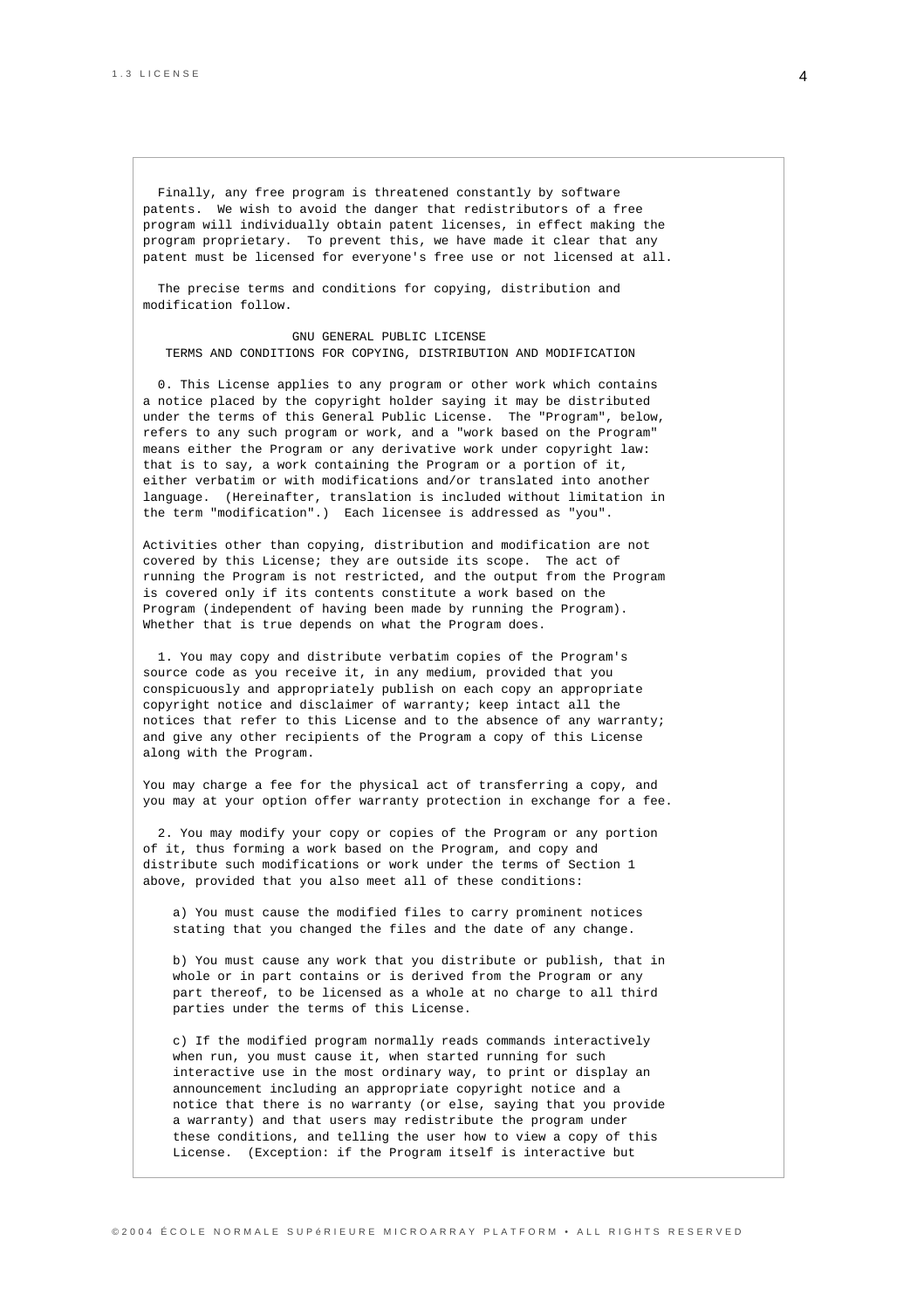```
  Finally, any free program is threatened constantly by software
patents.  We wish to avoid the danger that redistributors of a free
program will individually obtain patent licenses, in effect making the
program proprietary.  To prevent this, we have made it clear that any
patent must be licensed for everyone's free use or not licensed at all.

  The precise terms and conditions for copying, distribution and
modification follow.

                    GNU GENERAL PUBLIC LICENSE
   TERMS AND CONDITIONS FOR COPYING, DISTRIBUTION AND MODIFICATION

  0. This License applies to any program or other work which contains
a notice placed by the copyright holder saying it may be distributed
under the terms of this General Public License.  The "Program", below,
refers to any such program or work, and a "work based on the Program"
means either the Program or any derivative work under copyright law:
that is to say, a work containing the Program or a portion of it,
either verbatim or with modifications and/or translated into another
language.  (Hereinafter, translation is included without limitation in
the term "modification".)  Each licensee is addressed as "you".

Activities other than copying, distribution and modification are not
covered by this License; they are outside its scope.  The act of
running the Program is not restricted, and the output from the Program
is covered only if its contents constitute a work based on the
Program (independent of having been made by running the Program).
Whether that is true depends on what the Program does.

  1. You may copy and distribute verbatim copies of the Program's
source code as you receive it, in any medium, provided that you
conspicuously and appropriately publish on each copy an appropriate
copyright notice and disclaimer of warranty; keep intact all the
notices that refer to this License and to the absence of any warranty;
and give any other recipients of the Program a copy of this License
along with the Program.

You may charge a fee for the physical act of transferring a copy, and
you may at your option offer warranty protection in exchange for a fee.

  2. You may modify your copy or copies of the Program or any portion
of it, thus forming a work based on the Program, and copy and
distribute such modifications or work under the terms of Section 1
above, provided that you also meet all of these conditions:

    a) You must cause the modified files to carry prominent notices
    stating that you changed the files and the date of any change.

    b) You must cause any work that you distribute or publish, that in
    whole or in part contains or is derived from the Program or any
    part thereof, to be licensed as a whole at no charge to all third
    parties under the terms of this License.

    c) If the modified program normally reads commands interactively
    when run, you must cause it, when started running for such
    interactive use in the most ordinary way, to print or display an
    announcement including an appropriate copyright notice and a
    notice that there is no warranty (or else, saying that you provide
    a warranty) and that users may redistribute the program under
    these conditions, and telling the user how to view a copy of this
    License.  (Exception: if the Program itself is interactive but
```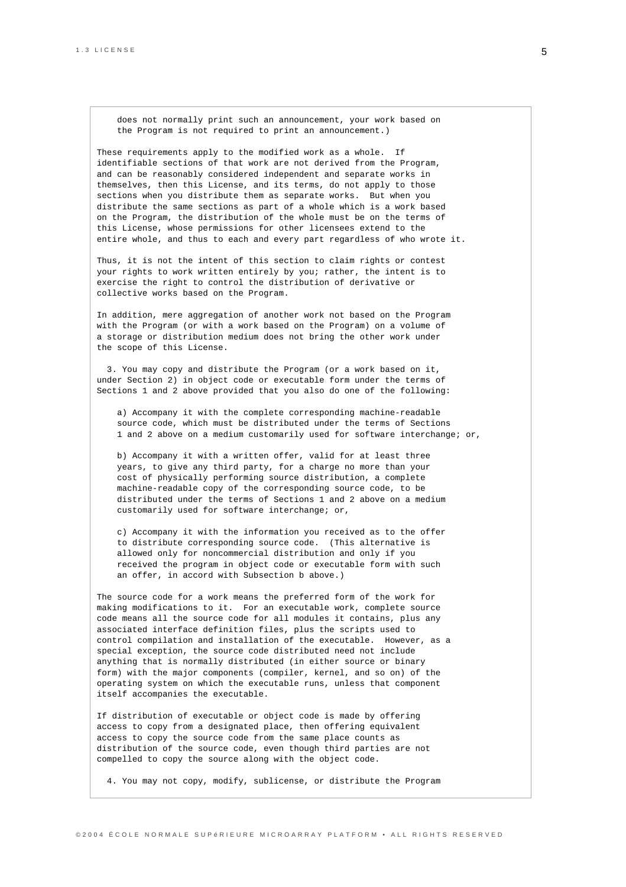```
    does not normally print such an announcement, your work based on
    the Program is not required to print an announcement.)

These requirements apply to the modified work as a whole.  If
identifiable sections of that work are not derived from the Program,
and can be reasonably considered independent and separate works in
themselves, then this License, and its terms, do not apply to those
sections when you distribute them as separate works.  But when you
distribute the same sections as part of a whole which is a work based
on the Program, the distribution of the whole must be on the terms of
this License, whose permissions for other licensees extend to the
entire whole, and thus to each and every part regardless of who wrote it.

Thus, it is not the intent of this section to claim rights or contest
your rights to work written entirely by you; rather, the intent is to
exercise the right to control the distribution of derivative or
collective works based on the Program.

In addition, mere aggregation of another work not based on the Program
with the Program (or with a work based on the Program) on a volume of
a storage or distribution medium does not bring the other work under
the scope of this License.

  3. You may copy and distribute the Program (or a work based on it,
under Section 2) in object code or executable form under the terms of
Sections 1 and 2 above provided that you also do one of the following:

    a) Accompany it with the complete corresponding machine-readable
    source code, which must be distributed under the terms of Sections
    1 and 2 above on a medium customarily used for software interchange; or,

    b) Accompany it with a written offer, valid for at least three
    years, to give any third party, for a charge no more than your
    cost of physically performing source distribution, a complete
    machine-readable copy of the corresponding source code, to be
    distributed under the terms of Sections 1 and 2 above on a medium
    customarily used for software interchange; or,

    c) Accompany it with the information you received as to the offer
    to distribute corresponding source code.  (This alternative is
    allowed only for noncommercial distribution and only if you
    received the program in object code or executable form with such
    an offer, in accord with Subsection b above.)

The source code for a work means the preferred form of the work for
making modifications to it.  For an executable work, complete source
code means all the source code for all modules it contains, plus any
associated interface definition files, plus the scripts used to
control compilation and installation of the executable.  However, as a
special exception, the source code distributed need not include
anything that is normally distributed (in either source or binary
form) with the major components (compiler, kernel, and so on) of the
operating system on which the executable runs, unless that component
itself accompanies the executable.

If distribution of executable or object code is made by offering
access to copy from a designated place, then offering equivalent
access to copy the source code from the same place counts as
distribution of the source code, even though third parties are not
compelled to copy the source along with the object code.

  4. You may not copy, modify, sublicense, or distribute the Program
```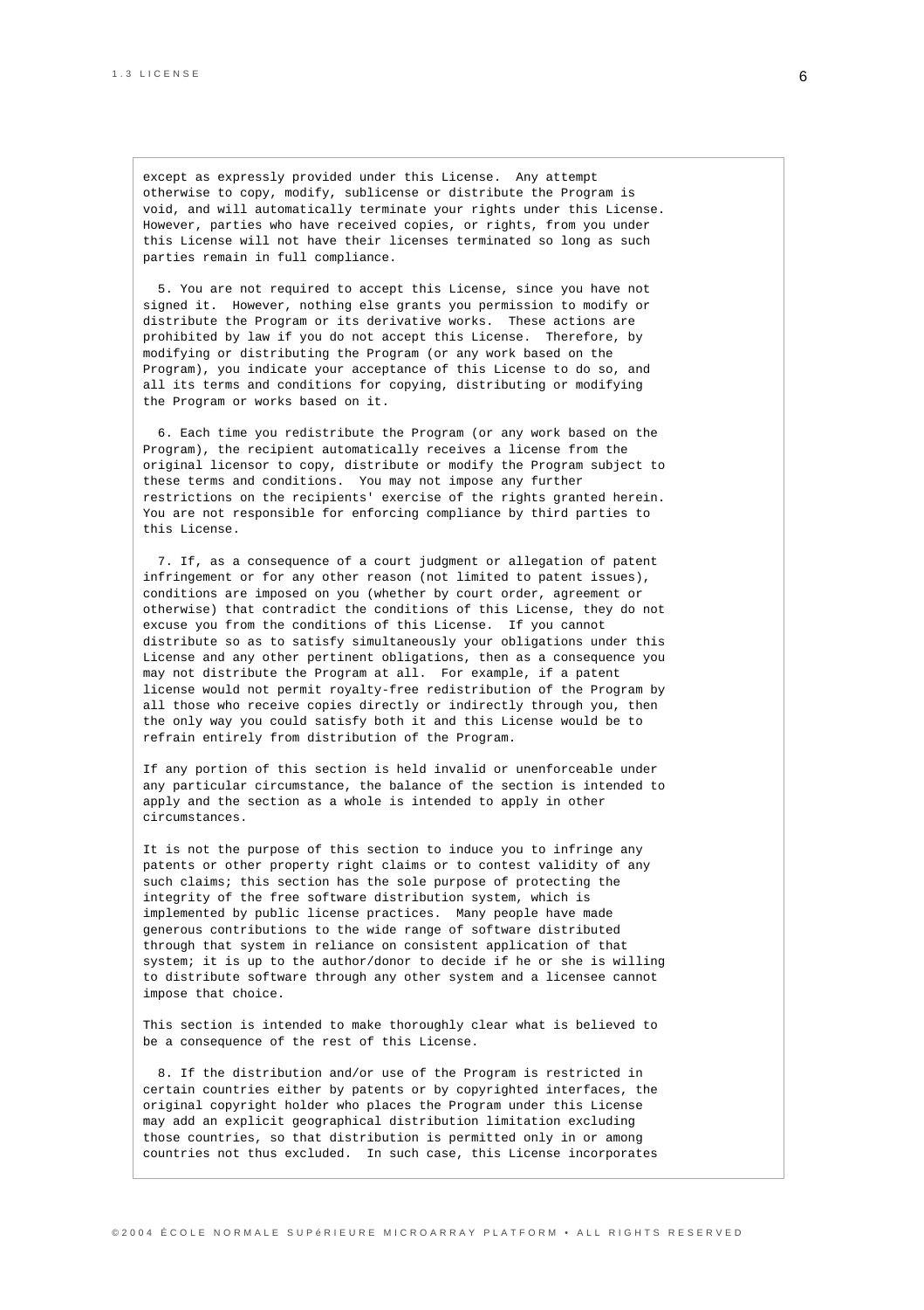```
except as expressly provided under this License.  Any attempt
otherwise to copy, modify, sublicense or distribute the Program is
void, and will automatically terminate your rights under this License.
However, parties who have received copies, or rights, from you under
this License will not have their licenses terminated so long as such
parties remain in full compliance.

  5. You are not required to accept this License, since you have not
signed it.  However, nothing else grants you permission to modify or
distribute the Program or its derivative works.  These actions are
prohibited by law if you do not accept this License.  Therefore, by
modifying or distributing the Program (or any work based on the
Program), you indicate your acceptance of this License to do so, and
all its terms and conditions for copying, distributing or modifying
the Program or works based on it.

  6. Each time you redistribute the Program (or any work based on the
Program), the recipient automatically receives a license from the
original licensor to copy, distribute or modify the Program subject to
these terms and conditions.  You may not impose any further
restrictions on the recipients' exercise of the rights granted herein.
You are not responsible for enforcing compliance by third parties to
this License.

  7. If, as a consequence of a court judgment or allegation of patent
infringement or for any other reason (not limited to patent issues),
conditions are imposed on you (whether by court order, agreement or
otherwise) that contradict the conditions of this License, they do not
excuse you from the conditions of this License.  If you cannot
distribute so as to satisfy simultaneously your obligations under this
License and any other pertinent obligations, then as a consequence you
may not distribute the Program at all.  For example, if a patent
license would not permit royalty-free redistribution of the Program by
all those who receive copies directly or indirectly through you, then
the only way you could satisfy both it and this License would be to
refrain entirely from distribution of the Program.

If any portion of this section is held invalid or unenforceable under
any particular circumstance, the balance of the section is intended to
apply and the section as a whole is intended to apply in other
circumstances.

It is not the purpose of this section to induce you to infringe any
patents or other property right claims or to contest validity of any
such claims; this section has the sole purpose of protecting the
integrity of the free software distribution system, which is
implemented by public license practices.  Many people have made
generous contributions to the wide range of software distributed
through that system in reliance on consistent application of that
system; it is up to the author/donor to decide if he or she is willing
to distribute software through any other system and a licensee cannot
impose that choice.

This section is intended to make thoroughly clear what is believed to
be a consequence of the rest of this License.

  8. If the distribution and/or use of the Program is restricted in
certain countries either by patents or by copyrighted interfaces, the
original copyright holder who places the Program under this License
may add an explicit geographical distribution limitation excluding
those countries, so that distribution is permitted only in or among
countries not thus excluded.  In such case, this License incorporates
```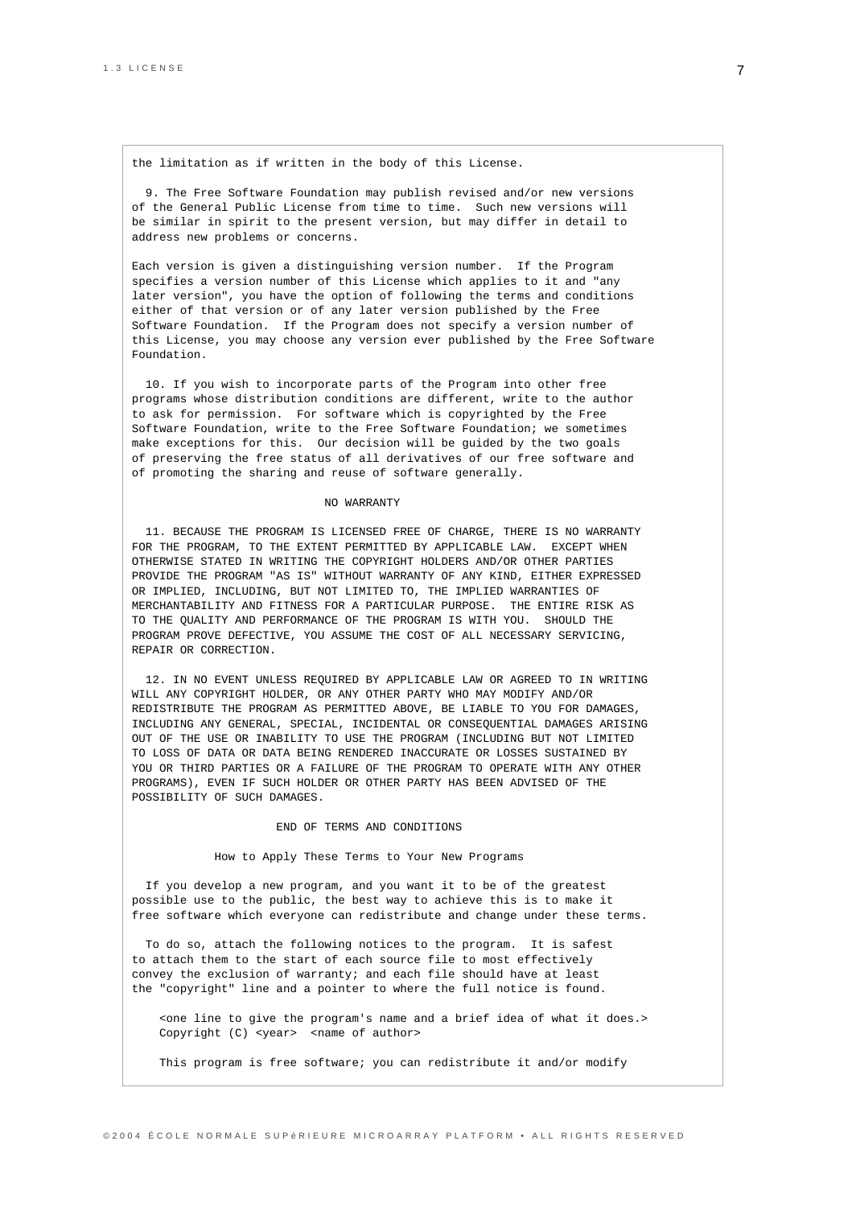```
the limitation as if written in the body of this License.

  9. The Free Software Foundation may publish revised and/or new versions
of the General Public License from time to time.  Such new versions will
be similar in spirit to the present version, but may differ in detail to
address new problems or concerns.

Each version is given a distinguishing version number.  If the Program
specifies a version number of this License which applies to it and "any
later version", you have the option of following the terms and conditions
either of that version or of any later version published by the Free
Software Foundation.  If the Program does not specify a version number of
this License, you may choose any version ever published by the Free Software
Foundation.

  10. If you wish to incorporate parts of the Program into other free
programs whose distribution conditions are different, write to the author
to ask for permission.  For software which is copyrighted by the Free
Software Foundation, write to the Free Software Foundation; we sometimes
make exceptions for this.  Our decision will be guided by the two goals
of preserving the free status of all derivatives of our free software and
of promoting the sharing and reuse of software generally.

                            NO WARRANTY

  11. BECAUSE THE PROGRAM IS LICENSED FREE OF CHARGE, THERE IS NO WARRANTY
FOR THE PROGRAM, TO THE EXTENT PERMITTED BY APPLICABLE LAW.  EXCEPT WHEN
OTHERWISE STATED IN WRITING THE COPYRIGHT HOLDERS AND/OR OTHER PARTIES
PROVIDE THE PROGRAM "AS IS" WITHOUT WARRANTY OF ANY KIND, EITHER EXPRESSED
OR IMPLIED, INCLUDING, BUT NOT LIMITED TO, THE IMPLIED WARRANTIES OF
MERCHANTABILITY AND FITNESS FOR A PARTICULAR PURPOSE.  THE ENTIRE RISK AS
TO THE QUALITY AND PERFORMANCE OF THE PROGRAM IS WITH YOU.  SHOULD THE
PROGRAM PROVE DEFECTIVE, YOU ASSUME THE COST OF ALL NECESSARY SERVICING,
REPAIR OR CORRECTION.

  12. IN NO EVENT UNLESS REQUIRED BY APPLICABLE LAW OR AGREED TO IN WRITING
WILL ANY COPYRIGHT HOLDER, OR ANY OTHER PARTY WHO MAY MODIFY AND/OR
REDISTRIBUTE THE PROGRAM AS PERMITTED ABOVE, BE LIABLE TO YOU FOR DAMAGES,
INCLUDING ANY GENERAL, SPECIAL, INCIDENTAL OR CONSEQUENTIAL DAMAGES ARISING
OUT OF THE USE OR INABILITY TO USE THE PROGRAM (INCLUDING BUT NOT LIMITED
TO LOSS OF DATA OR DATA BEING RENDERED INACCURATE OR LOSSES SUSTAINED BY
YOU OR THIRD PARTIES OR A FAILURE OF THE PROGRAM TO OPERATE WITH ANY OTHER
PROGRAMS), EVEN IF SUCH HOLDER OR OTHER PARTY HAS BEEN ADVISED OF THE
POSSIBILITY OF SUCH DAMAGES.

                     END OF TERMS AND CONDITIONS

            How to Apply These Terms to Your New Programs

  If you develop a new program, and you want it to be of the greatest
possible use to the public, the best way to achieve this is to make it
free software which everyone can redistribute and change under these terms.

  To do so, attach the following notices to the program.  It is safest
to attach them to the start of each source file to most effectively
convey the exclusion of warranty; and each file should have at least
the "copyright" line and a pointer to where the full notice is found.

    <one line to give the program's name and a brief idea of what it does.>
    Copyright (C) <year>  <name of author>

    This program is free software; you can redistribute it and/or modify
```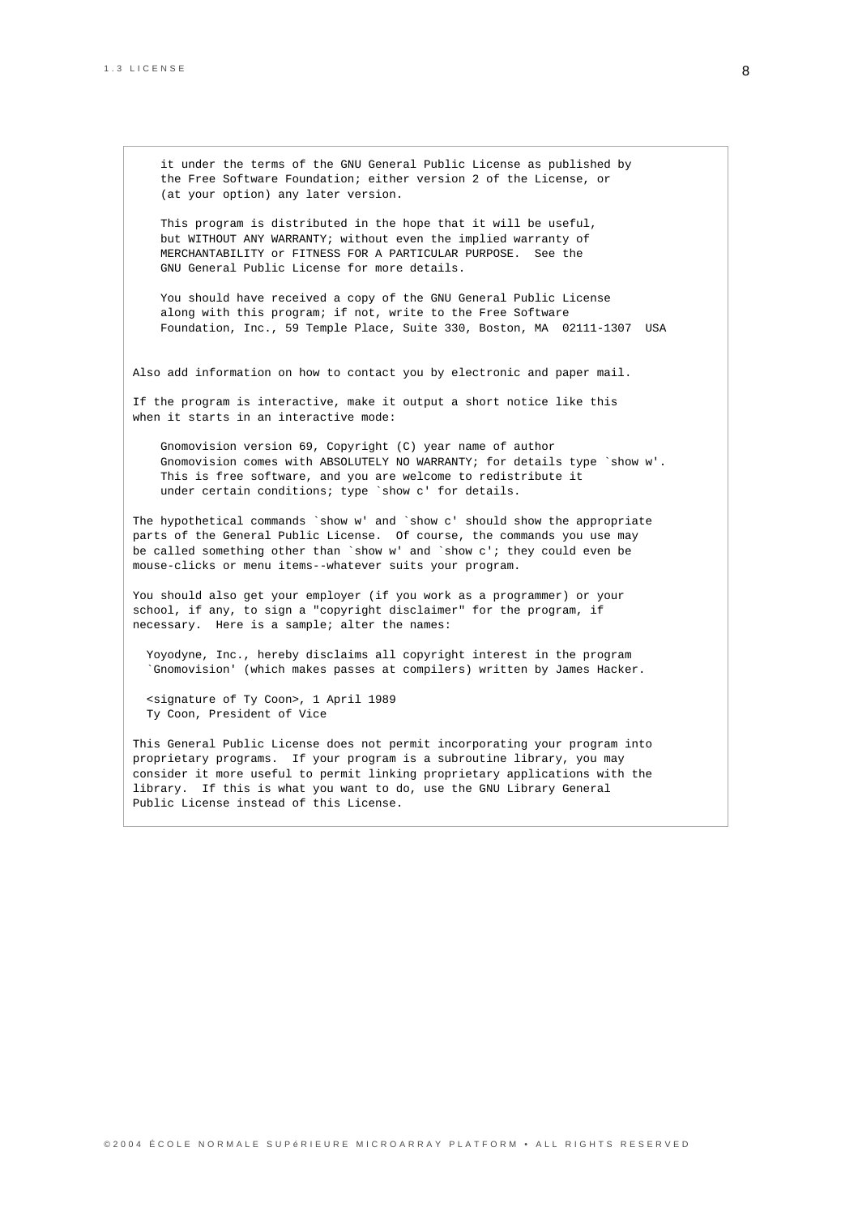```
    it under the terms of the GNU General Public License as published by
    the Free Software Foundation; either version 2 of the License, or
    (at your option) any later version.

    This program is distributed in the hope that it will be useful,
    but WITHOUT ANY WARRANTY; without even the implied warranty of
    MERCHANTABILITY or FITNESS FOR A PARTICULAR PURPOSE.  See the
    GNU General Public License for more details.

    You should have received a copy of the GNU General Public License
    along with this program; if not, write to the Free Software
    Foundation, Inc., 59 Temple Place, Suite 330, Boston, MA  02111-1307  USA


Also add information on how to contact you by electronic and paper mail.

If the program is interactive, make it output a short notice like this
when it starts in an interactive mode:

    Gnomovision version 69, Copyright (C) year name of author
    Gnomovision comes with ABSOLUTELY NO WARRANTY; for details type `show w'.
    This is free software, and you are welcome to redistribute it
    under certain conditions; type `show c' for details.

The hypothetical commands `show w' and `show c' should show the appropriate
parts of the General Public License.  Of course, the commands you use may
be called something other than `show w' and `show c'; they could even be
mouse-clicks or menu items--whatever suits your program.

You should also get your employer (if you work as a programmer) or your
school, if any, to sign a "copyright disclaimer" for the program, if
necessary.  Here is a sample; alter the names:

  Yoyodyne, Inc., hereby disclaims all copyright interest in the program
  `Gnomovision' (which makes passes at compilers) written by James Hacker.

  <signature of Ty Coon>, 1 April 1989
  Ty Coon, President of Vice

This General Public License does not permit incorporating your program into
proprietary programs.  If your program is a subroutine library, you may
consider it more useful to permit linking proprietary applications with the
library.  If this is what you want to do, use the GNU Library General
Public License instead of this License.
```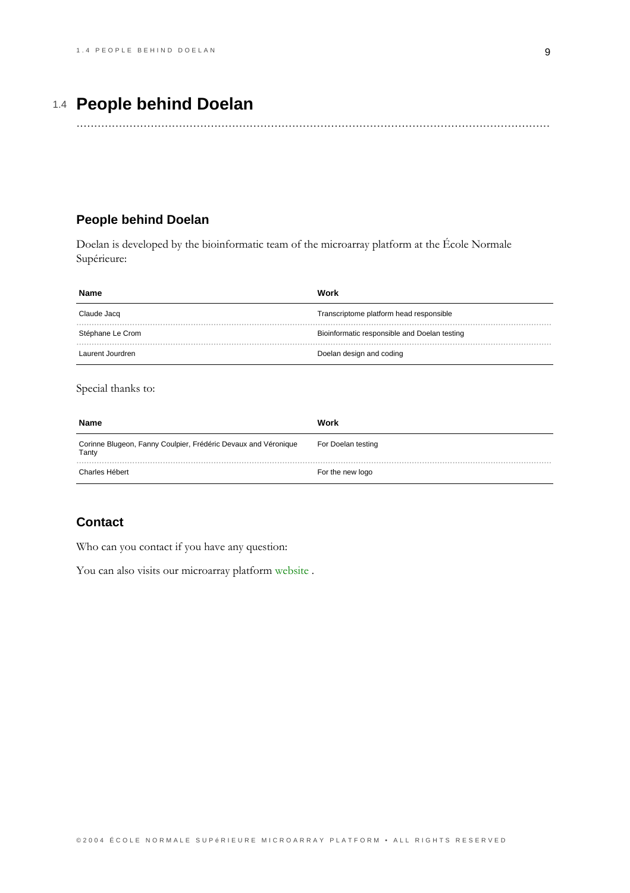# 1.4 People behind Doelan

## People behind Doelan

Doelan is developed by the bioinformatic team of the microarray platform at the École Normale Supérieure:

| Name | Work |
| --- | --- |
| Claude Jacq | Transcriptome platform head responsible |
| Stéphane Le Crom | Bioinformatic responsible and Doelan testing |
| Laurent Jourdren | Doelan design and coding |

Special thanks to:

| Name | Work |
| --- | --- |
| Corinne Blugeon, Fanny Coulpier, Frédéric Devaux and Véronique Tanty | For Doelan testing |
| Charles Hébert | For the new logo |

## Contact

Who can you contact if you have any question:

You can also visits our microarray platform website .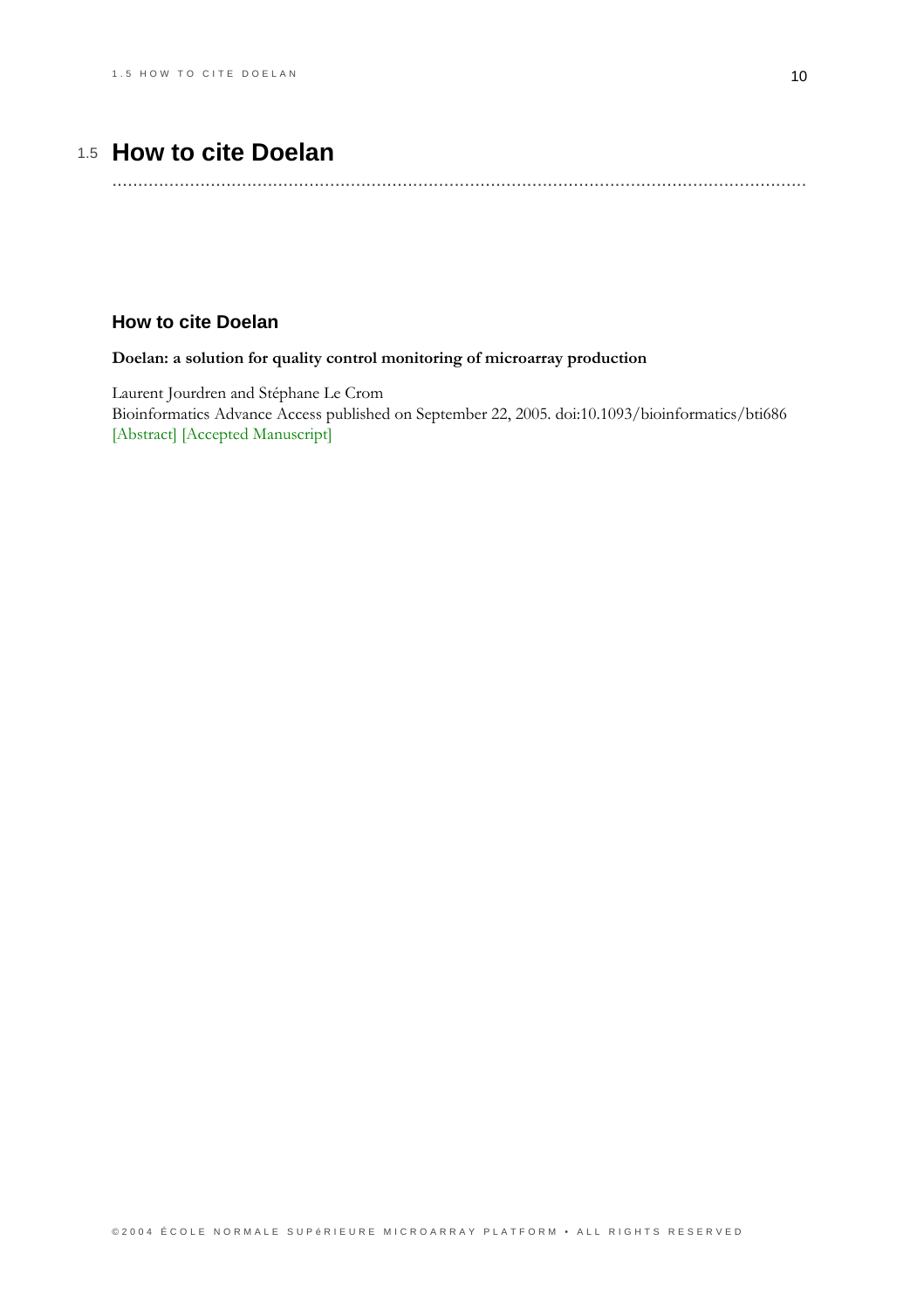## 1.5 How to cite Doelan

### How to cite Doelan

**Doelan: a solution for quality control monitoring of microarray production**

Laurent Jourdren and Stéphane Le Crom
Bioinformatics Advance Access published on September 22, 2005. doi:10.1093/bioinformatics/bti686
[Abstract] [Accepted Manuscript]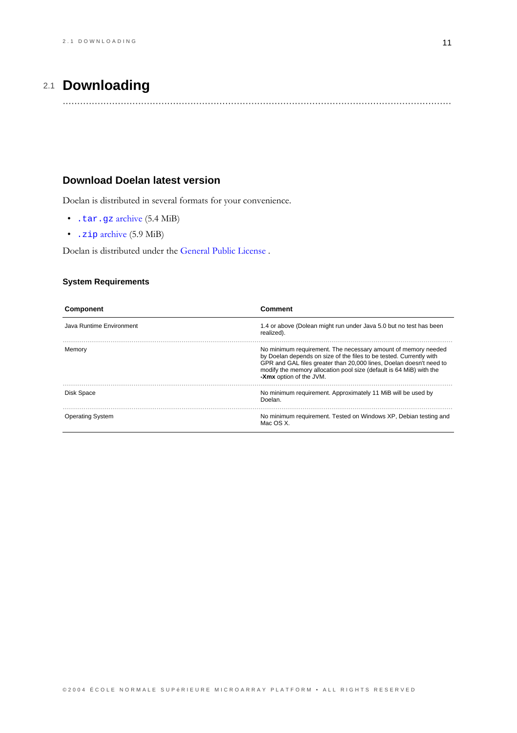# 2.1 Downloading

## Download Doelan latest version

Doelan is distributed in several formats for your convenience.

- `.tar.gz` archive (5.4 MiB)
- `.zip` archive (5.9 MiB)

Doelan is distributed under the General Public License .

### System Requirements

| Component | Comment |
|---|---|
| Java Runtime Environment | 1.4 or above (Dolean might run under Java 5.0 but no test has been realized). |
| Memory | No minimum requirement. The necessary amount of memory needed by Doelan depends on size of the files to be tested. Currently with GPR and GAL files greater than 20,000 lines, Doelan doesn't need to modify the memory allocation pool size (default is 64 MiB) with the **-Xmx** option of the JVM. |
| Disk Space | No minimum requirement. Approximately 11 MiB will be used by Doelan. |
| Operating System | No minimum requirement. Tested on Windows XP, Debian testing and Mac OS X. |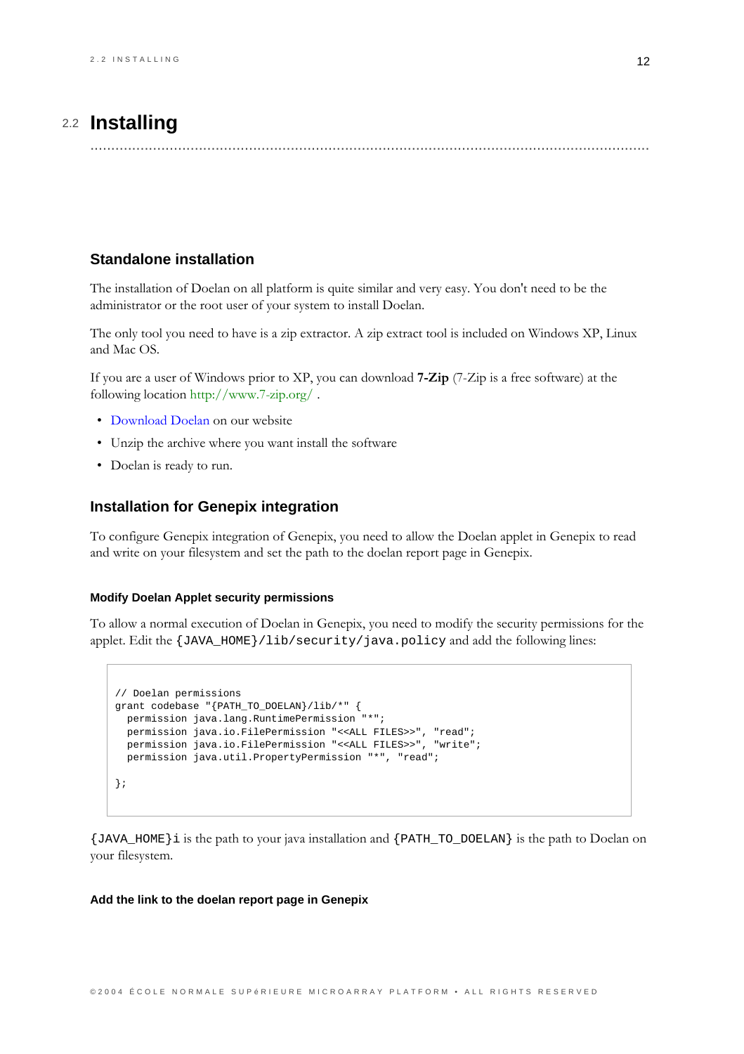## 2.2 Installing

### Standalone installation

The installation of Doelan on all platform is quite similar and very easy. You don't need to be the administrator or the root user of your system to install Doelan.

The only tool you need to have is a zip extractor. A zip extract tool is included on Windows XP, Linux and Mac OS.

If you are a user of Windows prior to XP, you can download **7-Zip** (7-Zip is a free software) at the following location http://www.7-zip.org/ .

- Download Doelan on our website
- Unzip the archive where you want install the software
- Doelan is ready to run.

### Installation for Genepix integration

To configure Genepix integration of Genepix, you need to allow the Doelan applet in Genepix to read and write on your filesystem and set the path to the doelan report page in Genepix.

#### Modify Doelan Applet security permissions

To allow a normal execution of Doelan in Genepix, you need to modify the security permissions for the applet. Edit the `{JAVA_HOME}/lib/security/java.policy` and add the following lines:

```
// Doelan permissions
grant codebase "{PATH_TO_DOELAN}/lib/*" {
  permission java.lang.RuntimePermission "*";
  permission java.io.FilePermission "<<ALL FILES>>", "read";
  permission java.io.FilePermission "<<ALL FILES>>", "write";
  permission java.util.PropertyPermission "*", "read";

};
```

`{JAVA_HOME}i` is the path to your java installation and `{PATH_TO_DOELAN}` is the path to Doelan on your filesystem.

#### Add the link to the doelan report page in Genepix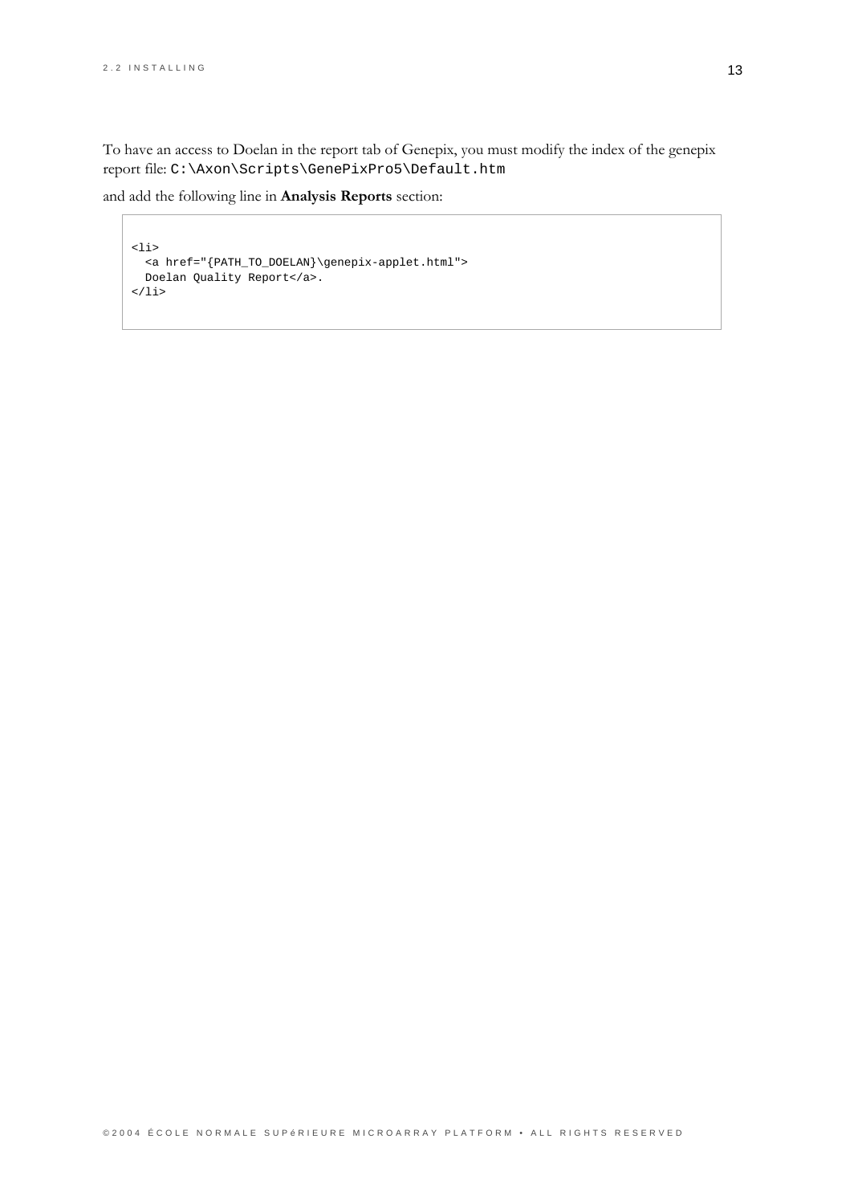To have an access to Doelan in the report tab of Genepix, you must modify the index of the genepix report file: `C:\Axon\Scripts\GenePixPro5\Default.htm`

and add the following line in **Analysis Reports** section:

```
<li>
  <a href="{PATH_TO_DOELAN}\genepix-applet.html">
  Doelan Quality Report</a>.
</li>
```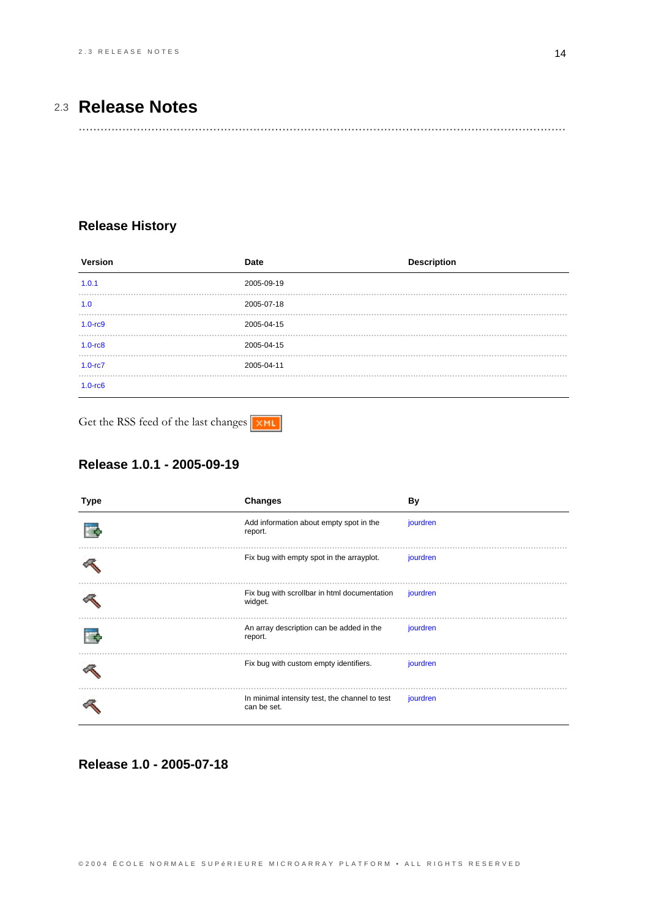## 2.3 Release Notes

### Release History

| Version | Date | Description |
|---|---|---|
| 1.0.1 | 2005-09-19 | |
| 1.0 | 2005-07-18 | |
| 1.0-rc9 | 2005-04-15 | |
| 1.0-rc8 | 2005-04-15 | |
| 1.0-rc7 | 2005-04-11 | |
| 1.0-rc6 | | |

Get the RSS feed of the last changes XML

### Release 1.0.1 - 2005-09-19

| Type | Changes | By |
|---|---|---|
| | Add information about empty spot in the report. | jourdren |
| | Fix bug with empty spot in the arrayplot. | jourdren |
| | Fix bug with scrollbar in html documentation widget. | jourdren |
| | An array description can be added in the report. | jourdren |
| | Fix bug with custom empty identifiers. | jourdren |
| | In minimal intensity test, the channel to test can be set. | jourdren |

### Release 1.0 - 2005-07-18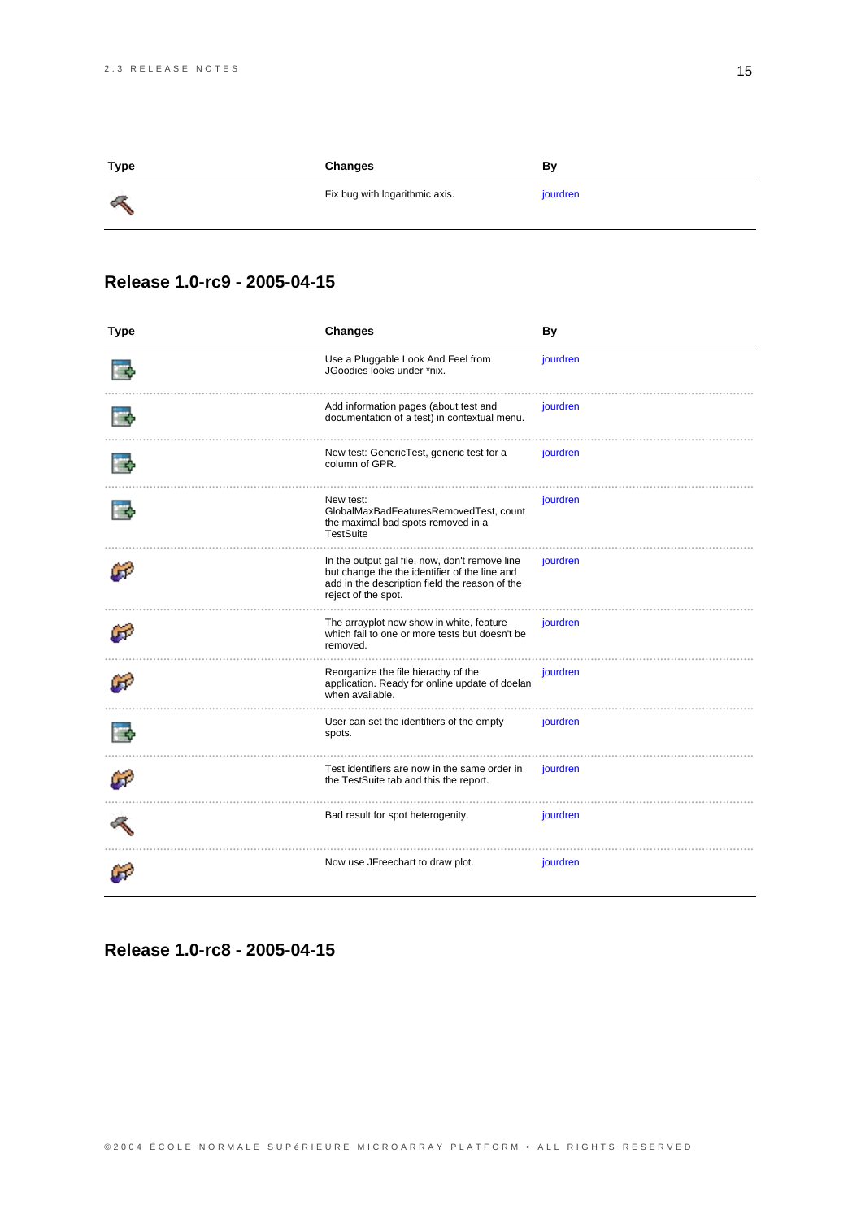| Type | Changes | By |
| --- | --- | --- |
| | Fix bug with logarithmic axis. | jourdren |

## Release 1.0-rc9 - 2005-04-15

| Type | Changes | By |
| --- | --- | --- |
| | Use a Pluggable Look And Feel from JGoodies looks under *nix. | jourdren |
| | Add information pages (about test and documentation of a test) in contextual menu. | jourdren |
| | New test: GenericTest, generic test for a column of GPR. | jourdren |
| | New test: GlobalMaxBadFeaturesRemovedTest, count the maximal bad spots removed in a TestSuite | jourdren |
| | In the output gal file, now, don't remove line but change the the identifier of the line and add in the description field the reason of the reject of the spot. | jourdren |
| | The arrayplot now show in white, feature which fail to one or more tests but doesn't be removed. | jourdren |
| | Reorganize the file hierachy of the application. Ready for online update of doelan when available. | jourdren |
| | User can set the identifiers of the empty spots. | jourdren |
| | Test identifiers are now in the same order in the TestSuite tab and this the report. | jourdren |
| | Bad result for spot heterogenity. | jourdren |
| | Now use JFreechart to draw plot. | jourdren |

## Release 1.0-rc8 - 2005-04-15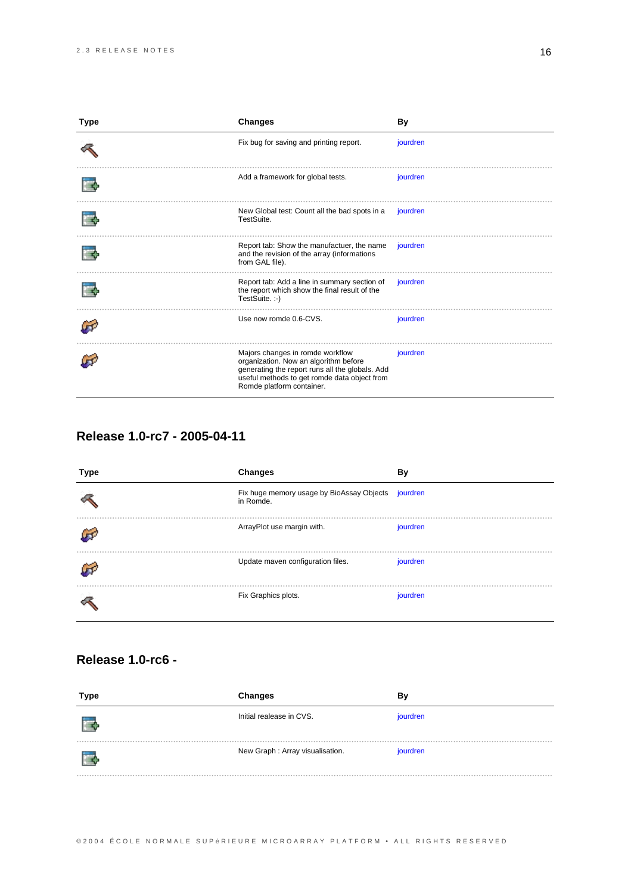| Type | Changes | By |
|---|---|---|
| | Fix bug for saving and printing report. | jourdren |
| | Add a framework for global tests. | jourdren |
| | New Global test: Count all the bad spots in a TestSuite. | jourdren |
| | Report tab: Show the manufactuer, the name and the revision of the array (informations from GAL file). | jourdren |
| | Report tab: Add a line in summary section of the report which show the final result of the TestSuite. :-) | jourdren |
| | Use now romde 0.6-CVS. | jourdren |
| | Majors changes in romde workflow organization. Now an algorithm before generating the report runs all the globals. Add useful methods to get romde data object from Romde platform container. | jourdren |

## Release 1.0-rc7 - 2005-04-11

| Type | Changes | By |
|---|---|---|
| | Fix huge memory usage by BioAssay Objects in Romde. | jourdren |
| | ArrayPlot use margin with. | jourdren |
| | Update maven configuration files. | jourdren |
| | Fix Graphics plots. | jourdren |

## Release 1.0-rc6 -

| Type | Changes | By |
|---|---|---|
| | Initial realease in CVS. | jourdren |
| | New Graph : Array visualisation. | jourdren |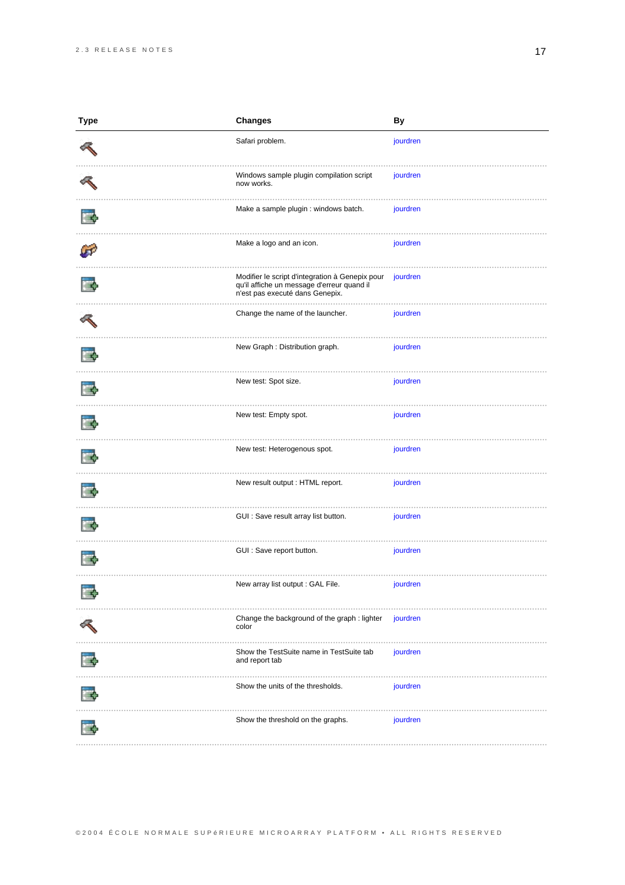| Type | Changes | By |
|---|---|---|
| | Safari problem. | jourdren |
| | Windows sample plugin compilation script now works. | jourdren |
| | Make a sample plugin : windows batch. | jourdren |
| | Make a logo and an icon. | jourdren |
| | Modifier le script d'integration à Genepix pour qu'il affiche un message d'erreur quand il n'est pas executé dans Genepix. | jourdren |
| | Change the name of the launcher. | jourdren |
| | New Graph : Distribution graph. | jourdren |
| | New test: Spot size. | jourdren |
| | New test: Empty spot. | jourdren |
| | New test: Heterogenous spot. | jourdren |
| | New result output : HTML report. | jourdren |
| | GUI : Save result array list button. | jourdren |
| | GUI : Save report button. | jourdren |
| | New array list output : GAL File. | jourdren |
| | Change the background of the graph : lighter color | jourdren |
| | Show the TestSuite name in TestSuite tab and report tab | jourdren |
| | Show the units of the thresholds. | jourdren |
| | Show the threshold on the graphs. | jourdren |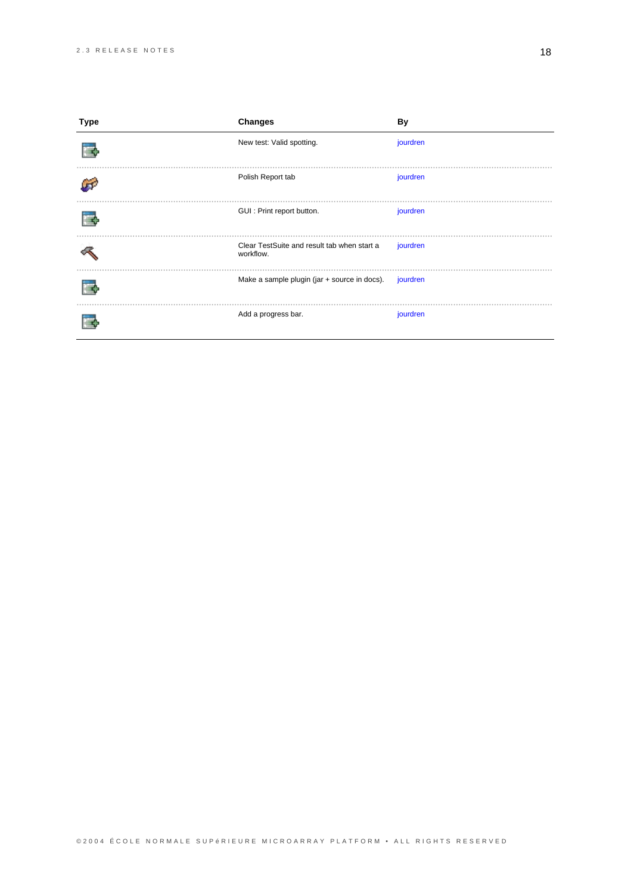| Type | Changes | By |
|---|---|---|
| | New test: Valid spotting. | jourdren |
| | Polish Report tab | jourdren |
| | GUI : Print report button. | jourdren |
| | Clear TestSuite and result tab when start a workflow. | jourdren |
| | Make a sample plugin (jar + source in docs). | jourdren |
| | Add a progress bar. | jourdren |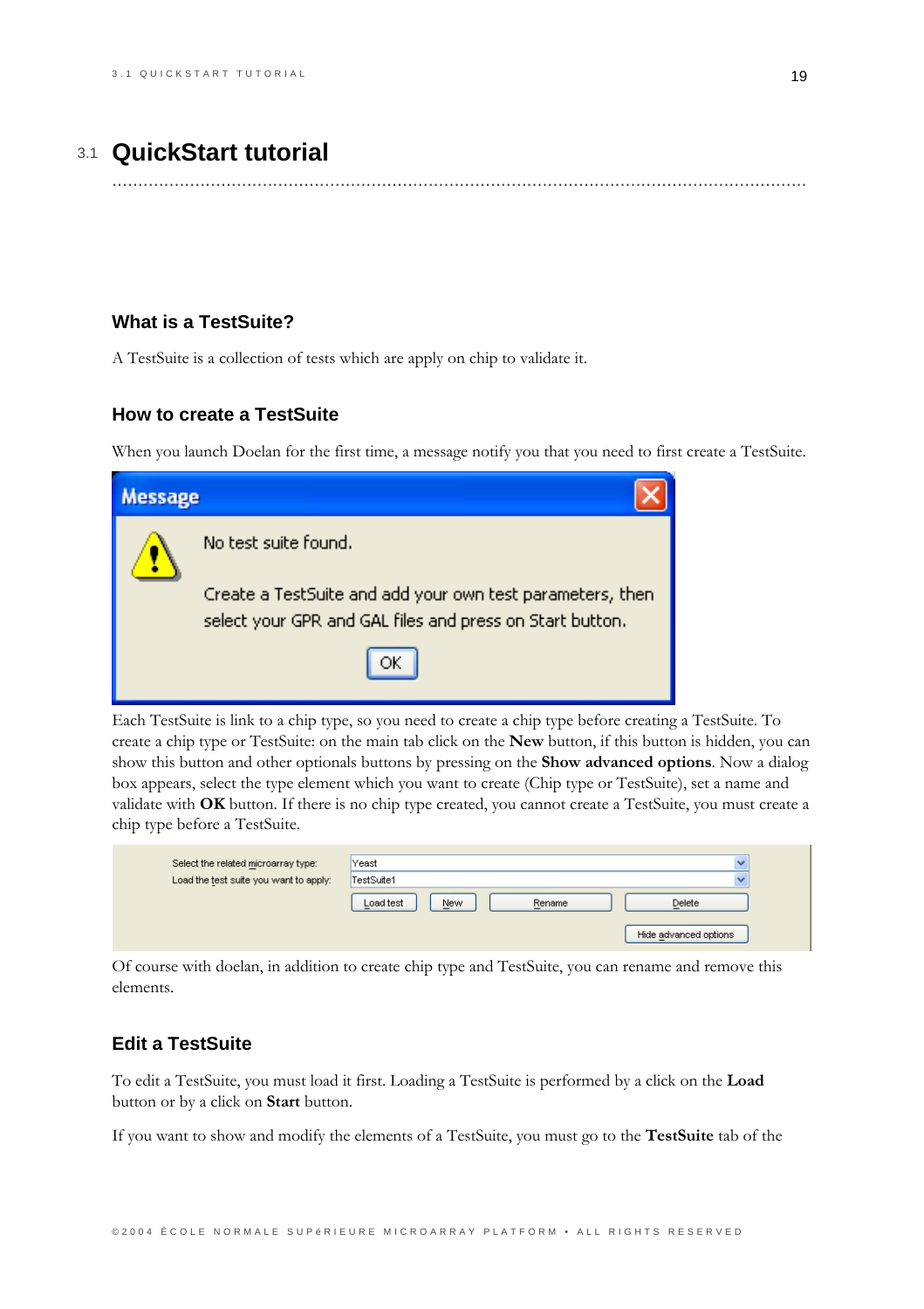## 3.1 QuickStart tutorial

### What is a TestSuite?

A TestSuite is a collection of tests which are apply on chip to validate it.

### How to create a TestSuite

When you launch Doelan for the first time, a message notify you that you need to first create a TestSuite.

Each TestSuite is link to a chip type, so you need to create a chip type before creating a TestSuite. To create a chip type or TestSuite: on the main tab click on the **New** button, if this button is hidden, you can show this button and other optionals buttons by pressing on the **Show advanced options**. Now a dialog box appears, select the type element which you want to create (Chip type or TestSuite), set a name and validate with **OK** button. If there is no chip type created, you cannot create a TestSuite, you must create a chip type before a TestSuite.

Of course with doelan, in addition to create chip type and TestSuite, you can rename and remove this elements.

### Edit a TestSuite

To edit a TestSuite, you must load it first. Loading a TestSuite is performed by a click on the **Load** button or by a click on **Start** button.

If you want to show and modify the elements of a TestSuite, you must go to the **TestSuite** tab of the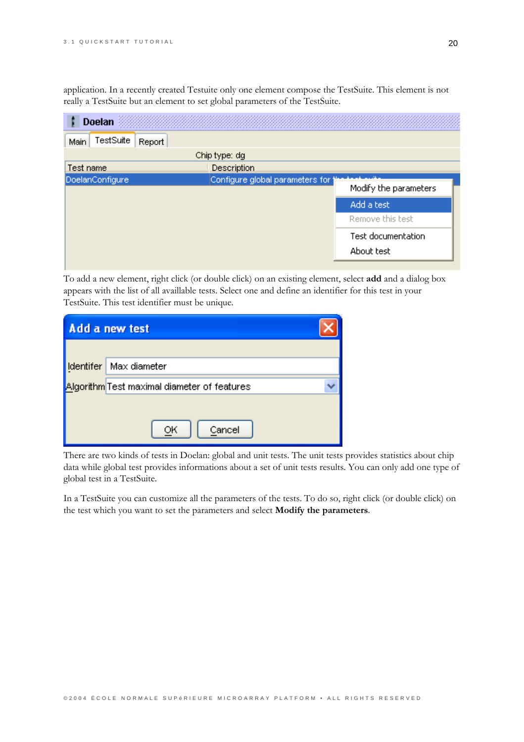application. In a recently created Testuite only one element compose the TestSuite. This element is not really a TestSuite but an element to set global parameters of the TestSuite.

To add a new element, right click (or double click) on an existing element, select **add** and a dialog box appears with the list of all availlable tests. Select one and define an identifier for this test in your TestSuite. This test identifier must be unique.

There are two kinds of tests in Doelan: global and unit tests. The unit tests provides statistics about chip data while global test provides informations about a set of unit tests results. You can only add one type of global test in a TestSuite.

In a TestSuite you can customize all the parameters of the tests. To do so, right click (or double click) on the test which you want to set the parameters and select **Modify the parameters**.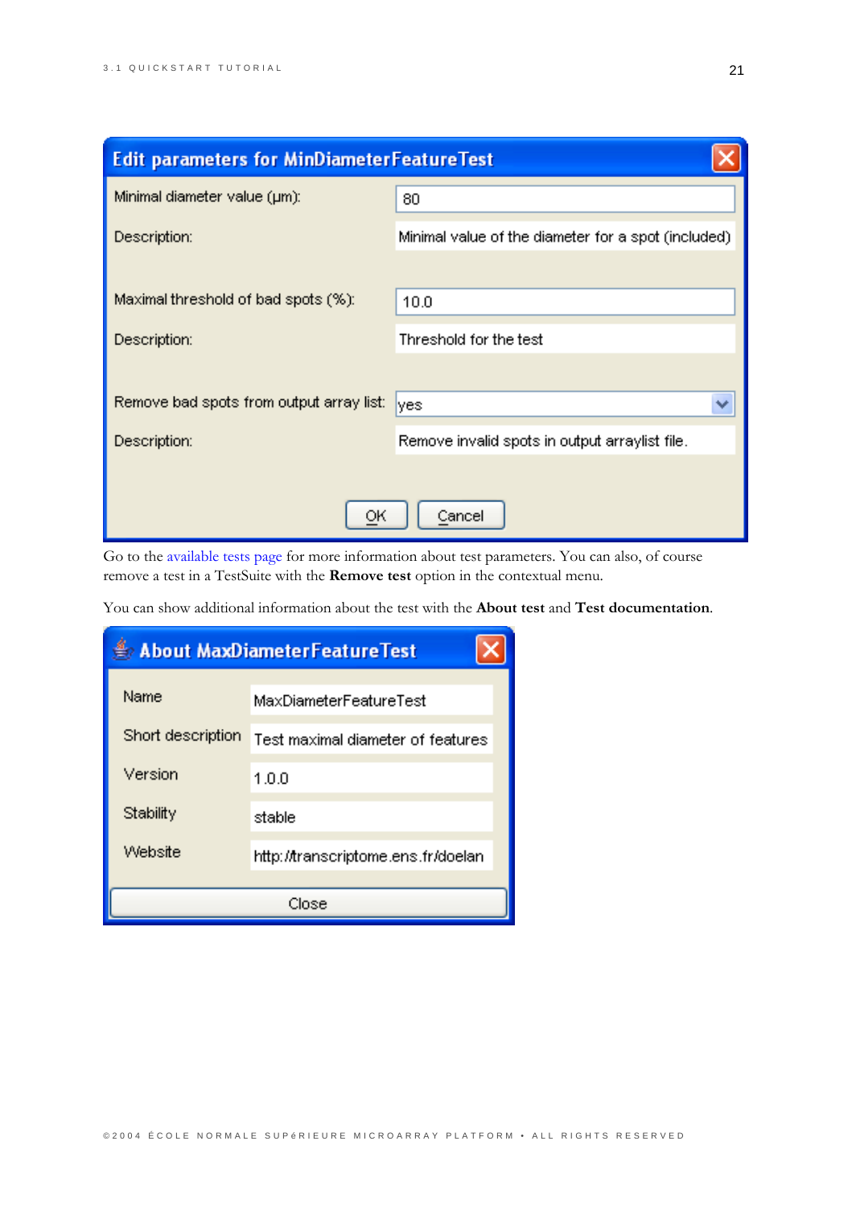**Edit parameters for MinDiameterFeatureTest**

| | |
|---|---|
| Minimal diameter value (µm): | 80 |
| Description: | Minimal value of the diameter for a spot (included) |
| Maximal threshold of bad spots (%): | 10.0 |
| Description: | Threshold for the test |
| Remove bad spots from output array list: | yes |
| Description: | Remove invalid spots in output arraylist file. |

OK Cancel

Go to the available tests page for more information about test parameters. You can also, of course remove a test in a TestSuite with the **Remove test** option in the contextual menu.

You can show additional information about the test with the **About test** and **Test documentation**.

**About MaxDiameterFeatureTest**

| | |
|---|---|
| Name | MaxDiameterFeatureTest |
| Short description | Test maximal diameter of features |
| Version | 1.0.0 |
| Stability | stable |
| Website | http://transcriptome.ens.fr/doelan |

Close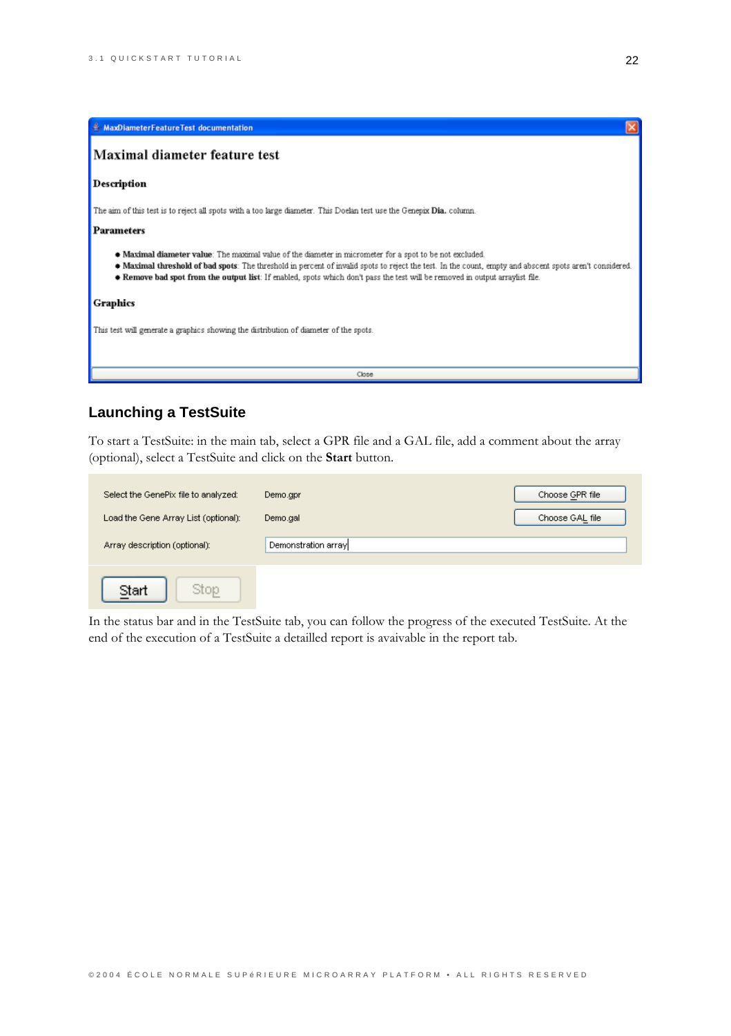MaxDiameterFeatureTest documentation

# Maximal diameter feature test

**Description**

The aim of this test is to reject all spots with a too large diameter. This Doelan test use the Genepix **Dia.** column.

**Parameters**

- **Maximal diameter value**: The maximal value of the diameter in micrometer for a spot to be not excluded.
- **Maximal threshold of bad spots**: The threshold in percent of invalid spots to reject the test. In the count, empty and abscent spots aren't considered.
- **Remove bad spot from the output list**: If enabled, spots which don't pass the test will be removed in output arraylist file.

**Graphics**

This test will generate a graphics showing the distribution of diameter of the spots.

Close

## Launching a TestSuite

To start a TestSuite: in the main tab, select a GPR file and a GAL file, add a comment about the array (optional), select a TestSuite and click on the **Start** button.

| | | |
|---|---|---|
| Select the GenePix file to analyzed: | Demo.gpr | Choose GPR file |
| Load the Gene Array List (optional): | Demo.gal | Choose GAL file |
| Array description (optional): | Demonstration array | |

Start Stop

In the status bar and in the TestSuite tab, you can follow the progress of the executed TestSuite. At the end of the execution of a TestSuite a detailled report is avaivable in the report tab.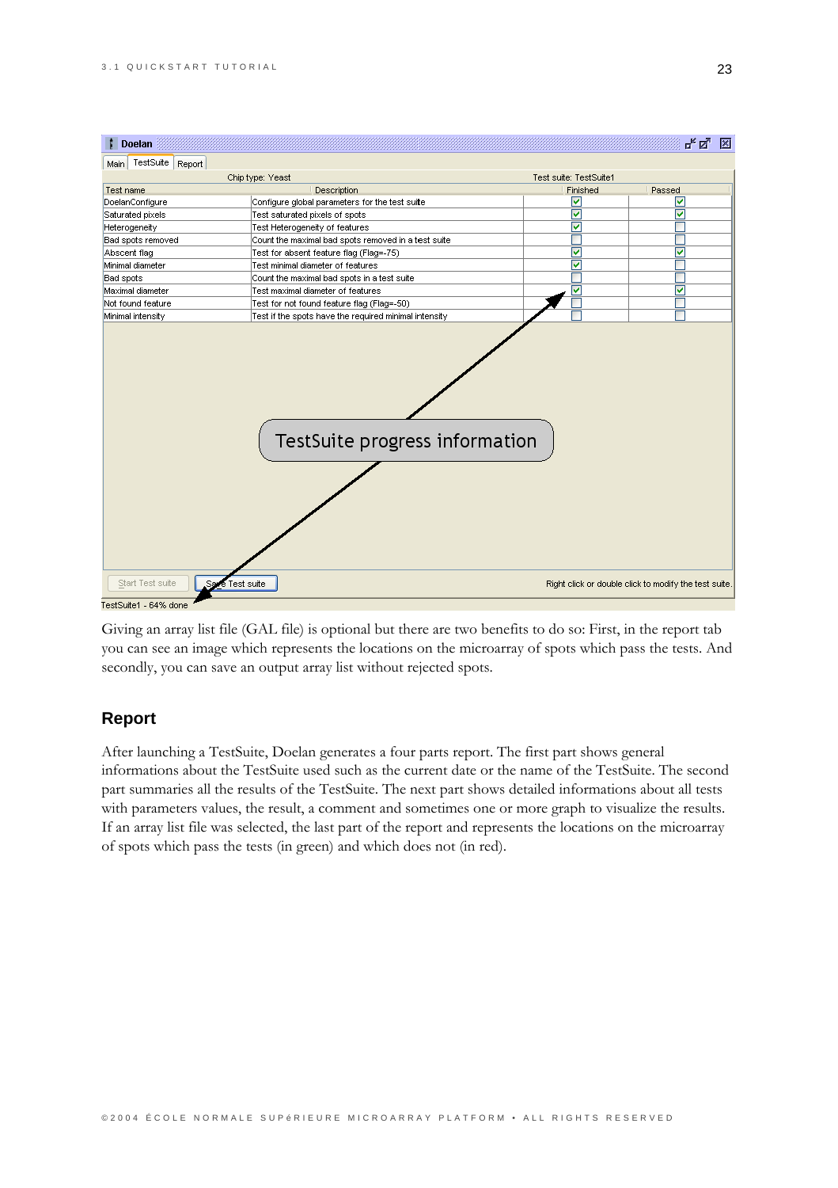Giving an array list file (GAL file) is optional but there are two benefits to do so: First, in the report tab you can see an image which represents the locations on the microarray of spots which pass the tests. And secondly, you can save an output array list without rejected spots.

## Report

After launching a TestSuite, Doelan generates a four parts report. The first part shows general informations about the TestSuite used such as the current date or the name of the TestSuite. The second part summaries all the results of the TestSuite. The next part shows detailed informations about all tests with parameters values, the result, a comment and sometimes one or more graph to visualize the results. If an array list file was selected, the last part of the report and represents the locations on the microarray of spots which pass the tests (in green) and which does not (in red).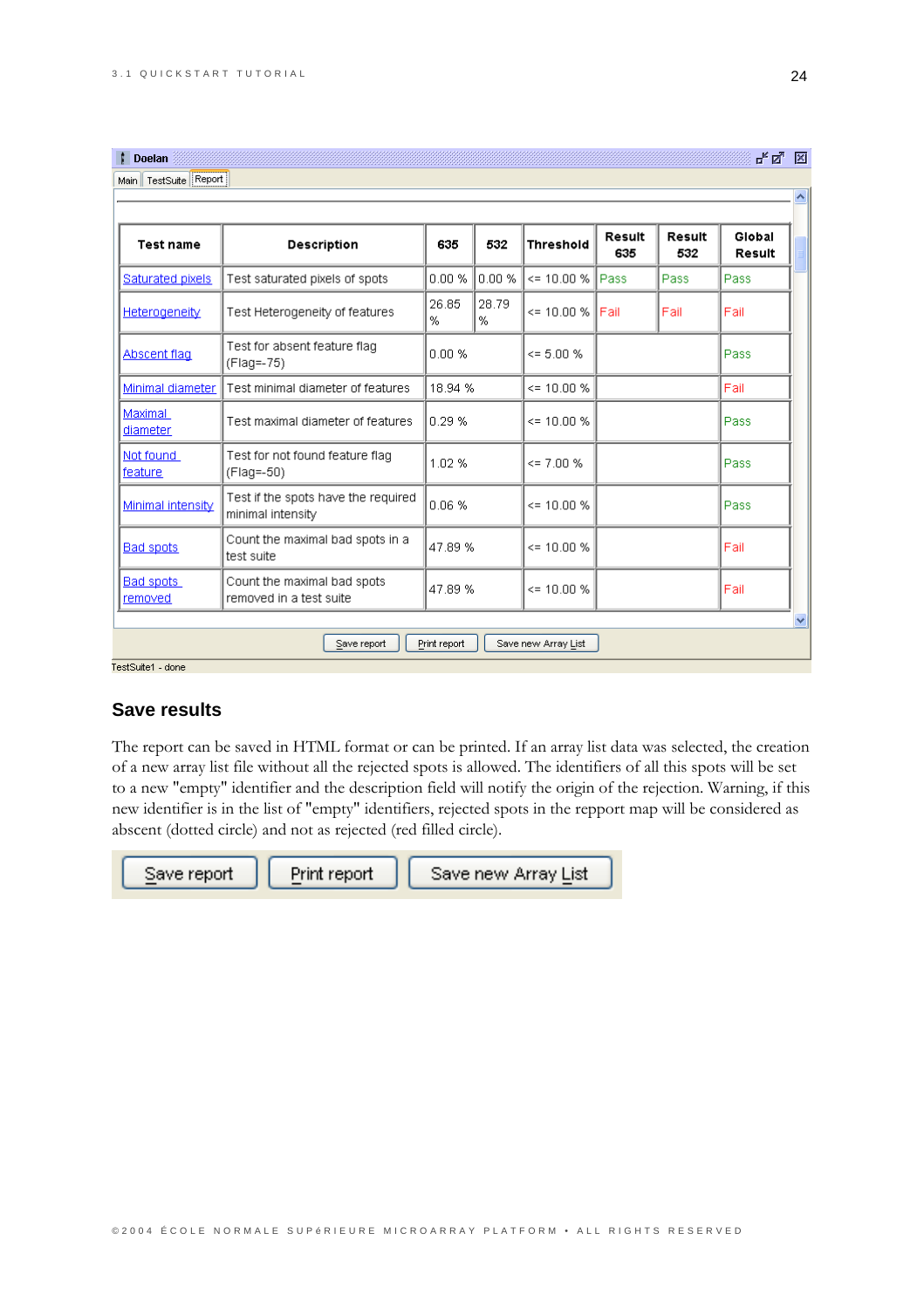Doelan

Main | TestSuite | Report

| Test name | Description | 635 | 532 | Threshold | Result 635 | Result 532 | Global Result |
|---|---|---|---|---|---|---|---|
| Saturated pixels | Test saturated pixels of spots | 0.00 % | 0.00 % | <= 10.00 % | Pass | Pass | Pass |
| Heterogeneity | Test Heterogeneity of features | 26.85 % | 28.79 % | <= 10.00 % | Fail | Fail | Fail |
| Abscent flag | Test for absent feature flag (Flag=-75) | 0.00 % | | <= 5.00 % | | | Pass |
| Minimal diameter | Test minimal diameter of features | 18.94 % | | <= 10.00 % | | | Fail |
| Maximal diameter | Test maximal diameter of features | 0.29 % | | <= 10.00 % | | | Pass |
| Not found feature | Test for not found feature flag (Flag=-50) | 1.02 % | | <= 7.00 % | | | Pass |
| Minimal intensity | Test if the spots have the required minimal intensity | 0.06 % | | <= 10.00 % | | | Pass |
| Bad spots | Count the maximal bad spots in a test suite | 47.89 % | | <= 10.00 % | | | Fail |
| Bad spots removed | Count the maximal bad spots removed in a test suite | 47.89 % | | <= 10.00 % | | | Fail |

Save report | Print report | Save new Array List

TestSuite1 - done

## Save results

The report can be saved in HTML format or can be printed. If an array list data was selected, the creation of a new array list file without all the rejected spots is allowed. The identifiers of all this spots will be set to a new "empty" identifier and the description field will notify the origin of the rejection. Warning, if this new identifier is in the list of "empty" identifiers, rejected spots in the repport map will be considered as abscent (dotted circle) and not as rejected (red filled circle).

Save report | Print report | Save new Array List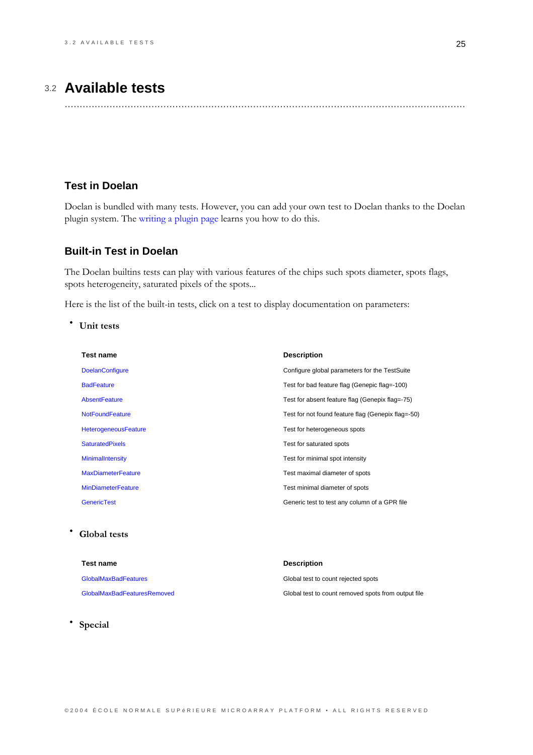## 3.2 Available tests

### Test in Doelan

Doelan is bundled with many tests. However, you can add your own test to Doelan thanks to the Doelan plugin system. The writing a plugin page learns you how to do this.

### Built-in Test in Doelan

The Doelan builtins tests can play with various features of the chips such spots diameter, spots flags, spots heterogeneity, saturated pixels of the spots...

Here is the list of the built-in tests, click on a test to display documentation on parameters:

- **Unit tests**

| Test name | Description |
| --- | --- |
| DoelanConfigure | Configure global parameters for the TestSuite |
| BadFeature | Test for bad feature flag (Genepic flag=-100) |
| AbsentFeature | Test for absent feature flag (Genepix flag=-75) |
| NotFoundFeature | Test for not found feature flag (Genepix flag=-50) |
| HeterogeneousFeature | Test for heterogeneous spots |
| SaturatedPixels | Test for saturated spots |
| MinimalIntensity | Test for minimal spot intensity |
| MaxDiameterFeature | Test maximal diameter of spots |
| MinDiameterFeature | Test minimal diameter of spots |
| GenericTest | Generic test to test any column of a GPR file |

- **Global tests**

| Test name | Description |
| --- | --- |
| GlobalMaxBadFeatures | Global test to count rejected spots |
| GlobalMaxBadFeaturesRemoved | Global test to count removed spots from output file |

- **Special**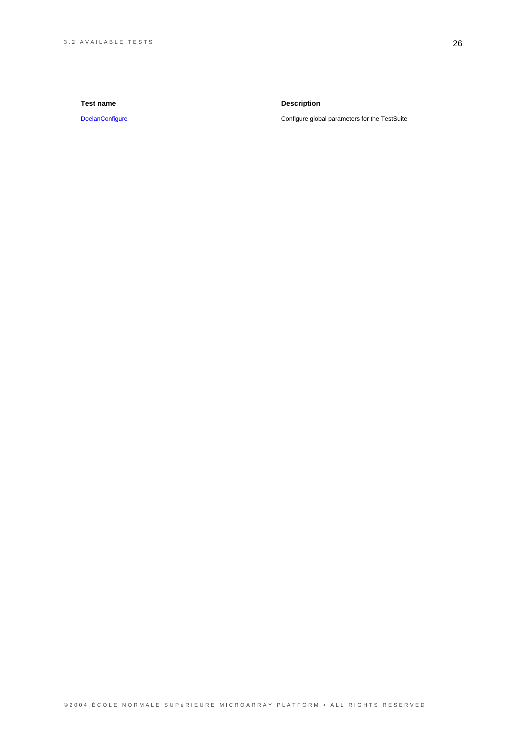| Test name | Description |
| --- | --- |
| DoelanConfigure | Configure global parameters for the TestSuite |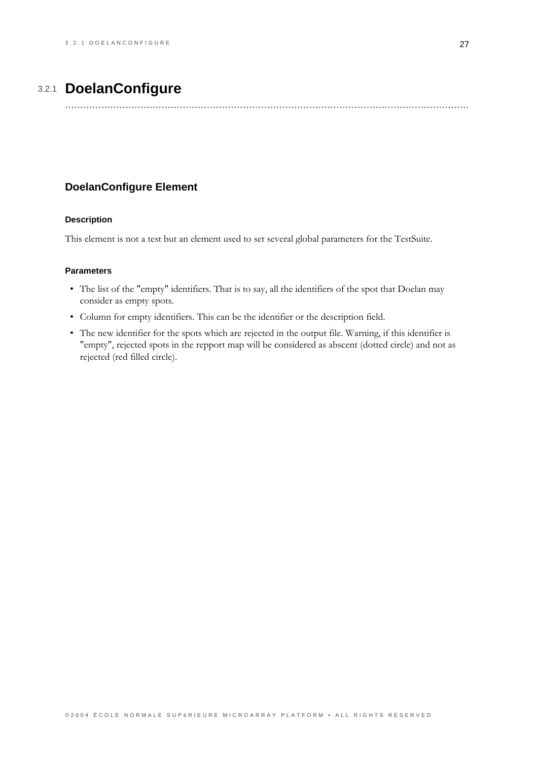## 3.2.1 DoelanConfigure

### DoelanConfigure Element

#### Description

This element is not a test but an element used to set several global parameters for the TestSuite.

#### Parameters

- The list of the "empty" identifiers. That is to say, all the identifiers of the spot that Doelan may consider as empty spots.
- Column for empty identifiers. This can be the identifier or the description field.
- The new identifier for the spots which are rejected in the output file. Warning, if this identifier is "empty", rejected spots in the repport map will be considered as abscent (dotted circle) and not as rejected (red filled circle).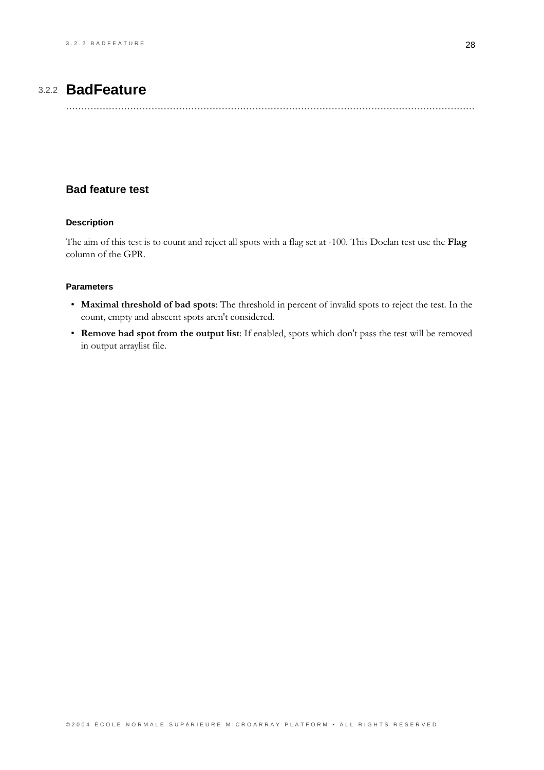## 3.2.2 BadFeature

### Bad feature test

#### Description

The aim of this test is to count and reject all spots with a flag set at -100. This Doelan test use the **Flag** column of the GPR.

#### Parameters

- **Maximal threshold of bad spots**: The threshold in percent of invalid spots to reject the test. In the count, empty and abscent spots aren't considered.
- **Remove bad spot from the output list**: If enabled, spots which don't pass the test will be removed in output arraylist file.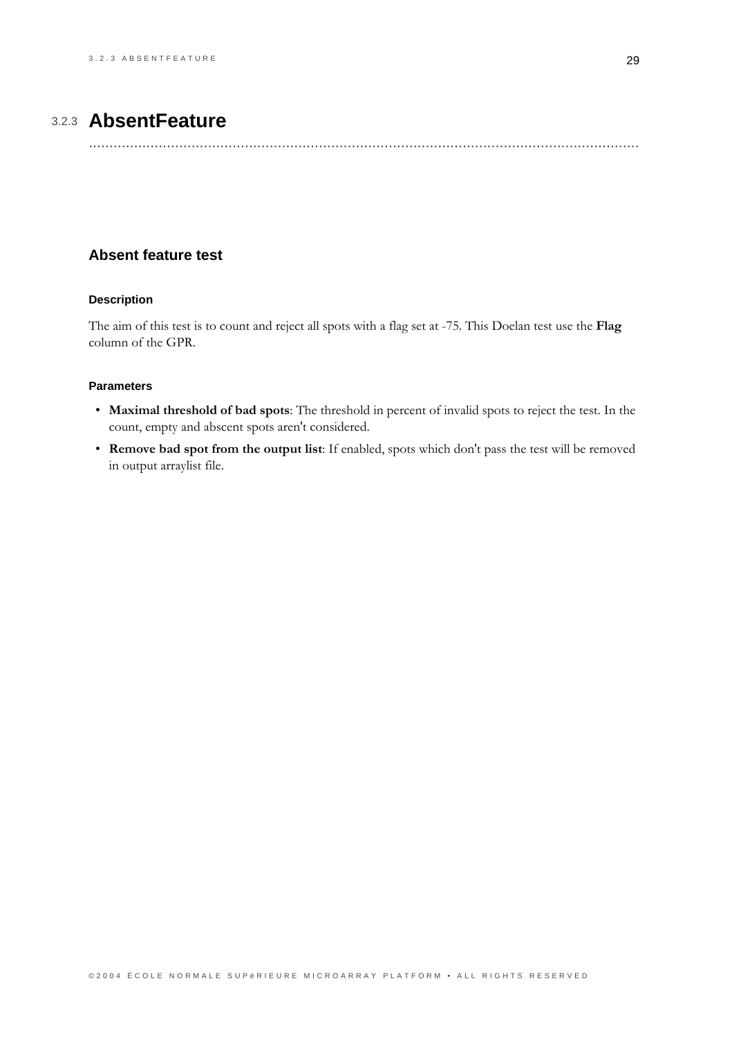## 3.2.3 AbsentFeature

### Absent feature test

#### Description

The aim of this test is to count and reject all spots with a flag set at -75. This Doelan test use the **Flag** column of the GPR.

#### Parameters

- **Maximal threshold of bad spots**: The threshold in percent of invalid spots to reject the test. In the count, empty and abscent spots aren't considered.
- **Remove bad spot from the output list**: If enabled, spots which don't pass the test will be removed in output arraylist file.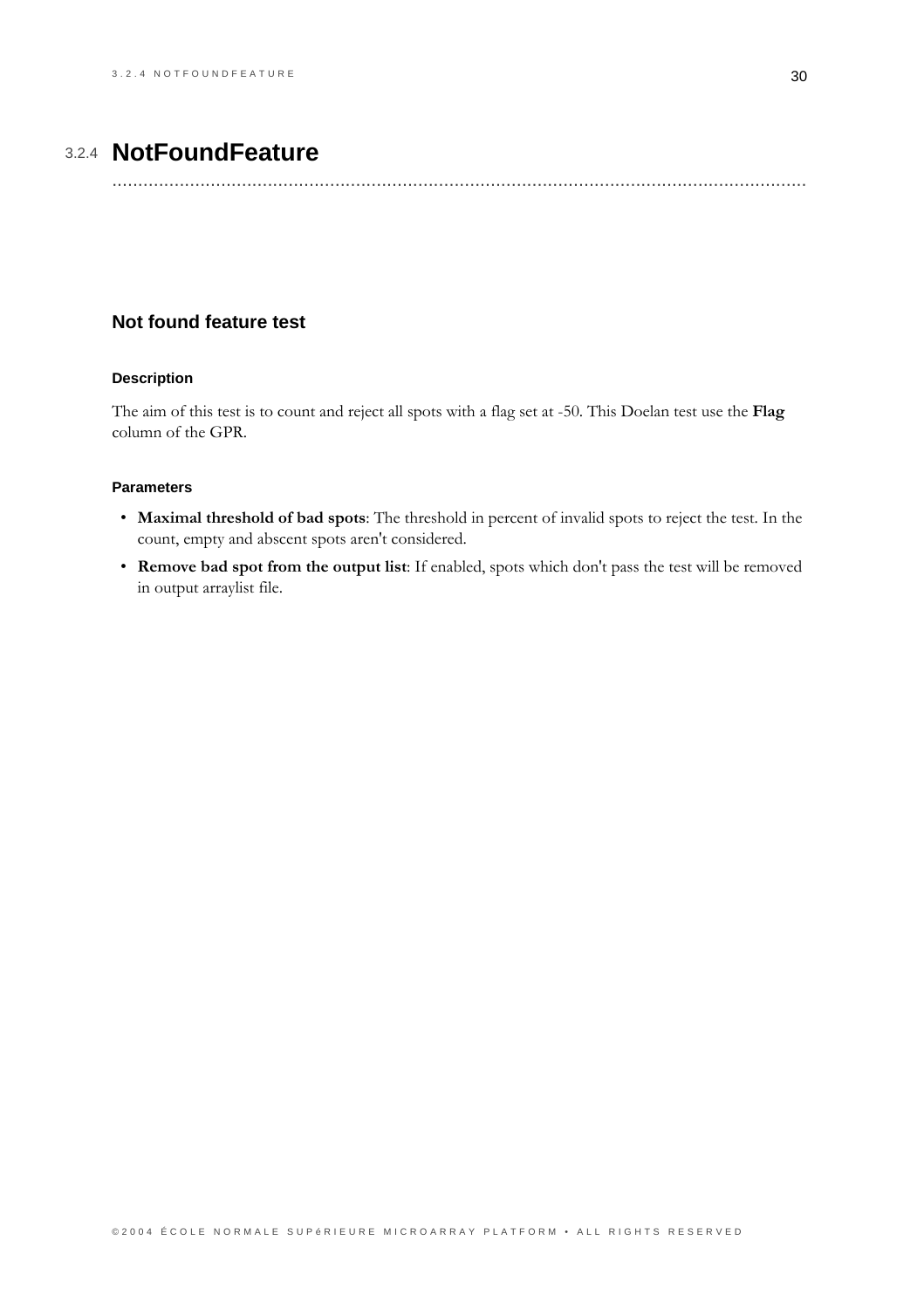## 3.2.4 NotFoundFeature

### Not found feature test

#### Description

The aim of this test is to count and reject all spots with a flag set at -50. This Doelan test use the **Flag** column of the GPR.

#### Parameters

- **Maximal threshold of bad spots**: The threshold in percent of invalid spots to reject the test. In the count, empty and abscent spots aren't considered.
- **Remove bad spot from the output list**: If enabled, spots which don't pass the test will be removed in output arraylist file.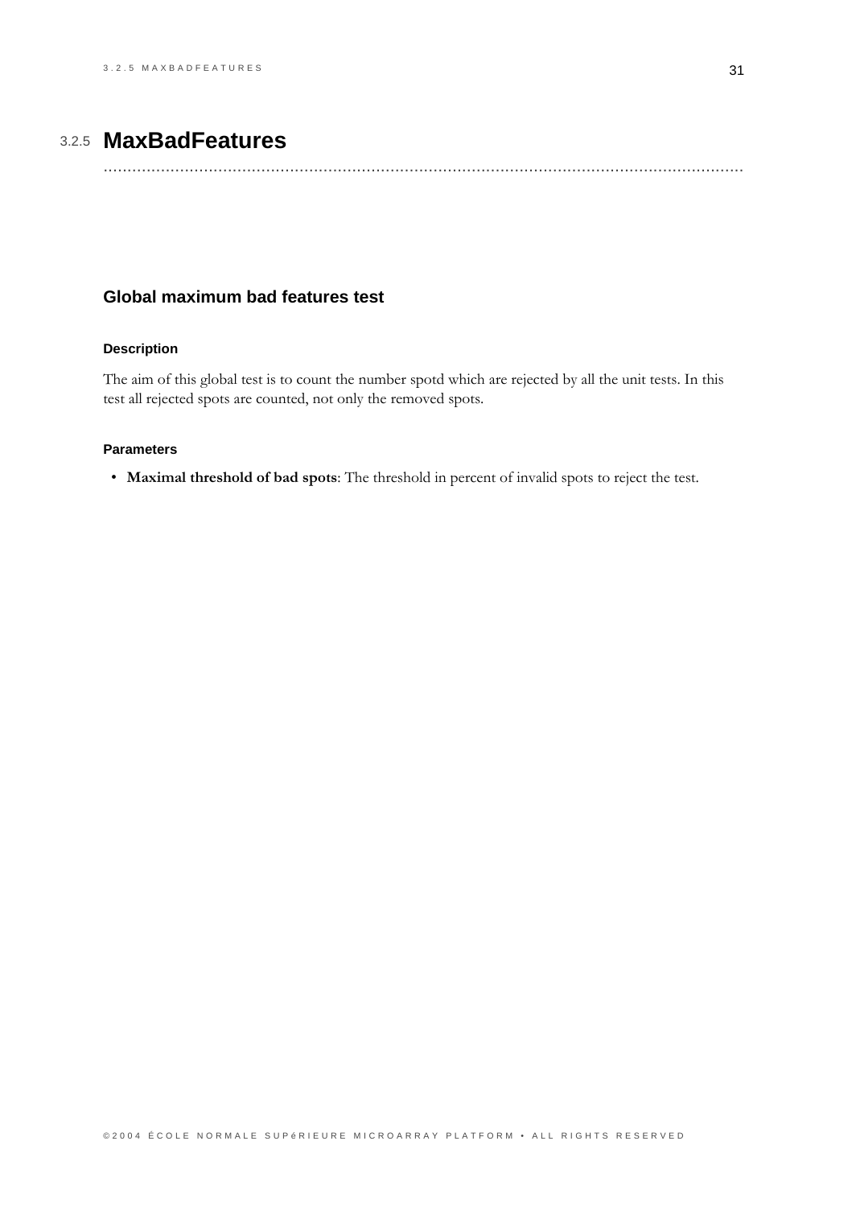## 3.2.5 MaxBadFeatures

### Global maximum bad features test

#### Description

The aim of this global test is to count the number spotd which are rejected by all the unit tests. In this test all rejected spots are counted, not only the removed spots.

#### Parameters

- **Maximal threshold of bad spots**: The threshold in percent of invalid spots to reject the test.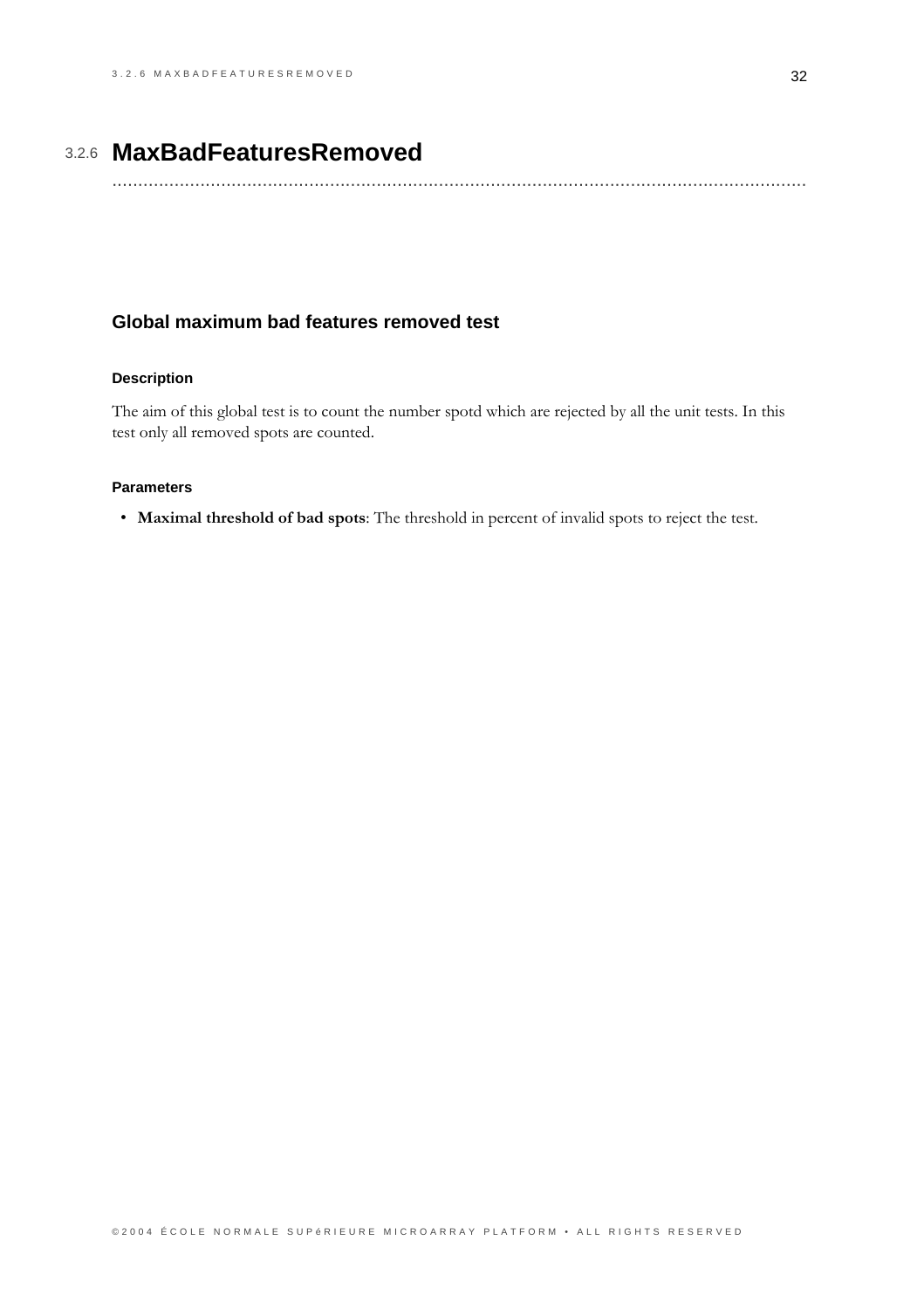## 3.2.6 MaxBadFeaturesRemoved

### Global maximum bad features removed test

#### Description

The aim of this global test is to count the number spotd which are rejected by all the unit tests. In this test only all removed spots are counted.

#### Parameters

- **Maximal threshold of bad spots**: The threshold in percent of invalid spots to reject the test.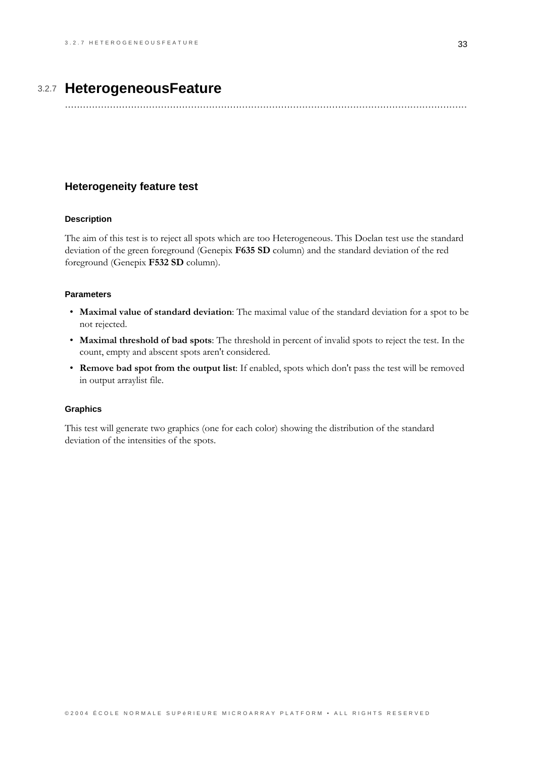## 3.2.7 HeterogeneousFeature

### Heterogeneity feature test

#### Description

The aim of this test is to reject all spots which are too Heterogeneous. This Doelan test use the standard deviation of the green foreground (Genepix **F635 SD** column) and the standard deviation of the red foreground (Genepix **F532 SD** column).

#### Parameters

- **Maximal value of standard deviation**: The maximal value of the standard deviation for a spot to be not rejected.
- **Maximal threshold of bad spots**: The threshold in percent of invalid spots to reject the test. In the count, empty and abscent spots aren't considered.
- **Remove bad spot from the output list**: If enabled, spots which don't pass the test will be removed in output arraylist file.

#### Graphics

This test will generate two graphics (one for each color) showing the distribution of the standard deviation of the intensities of the spots.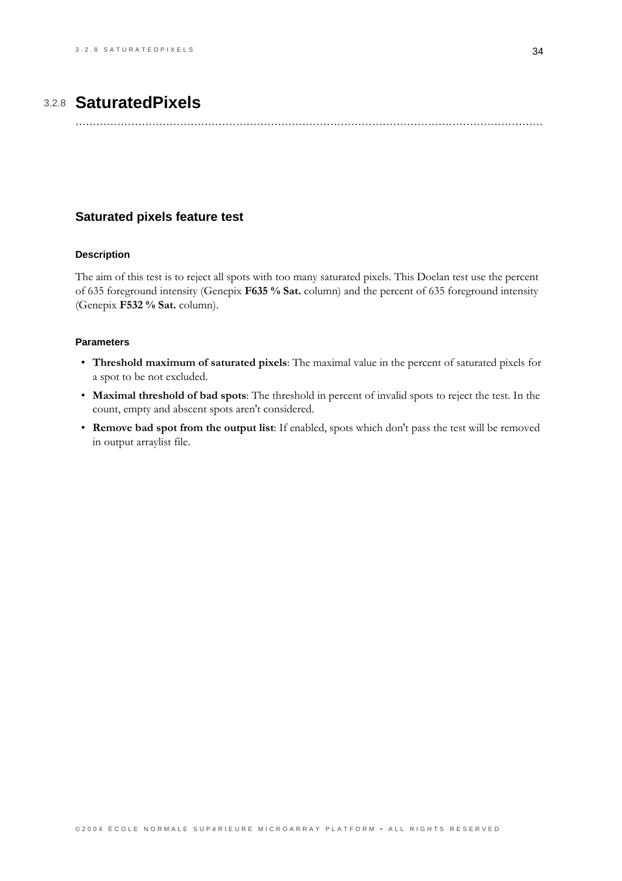## 3.2.8 SaturatedPixels

### Saturated pixels feature test

#### Description

The aim of this test is to reject all spots with too many saturated pixels. This Doelan test use the percent of 635 foreground intensity (Genepix **F635 % Sat.** column) and the percent of 635 foreground intensity (Genepix **F532 % Sat.** column).

#### Parameters

- **Threshold maximum of saturated pixels**: The maximal value in the percent of saturated pixels for a spot to be not excluded.
- **Maximal threshold of bad spots**: The threshold in percent of invalid spots to reject the test. In the count, empty and abscent spots aren't considered.
- **Remove bad spot from the output list**: If enabled, spots which don't pass the test will be removed in output arraylist file.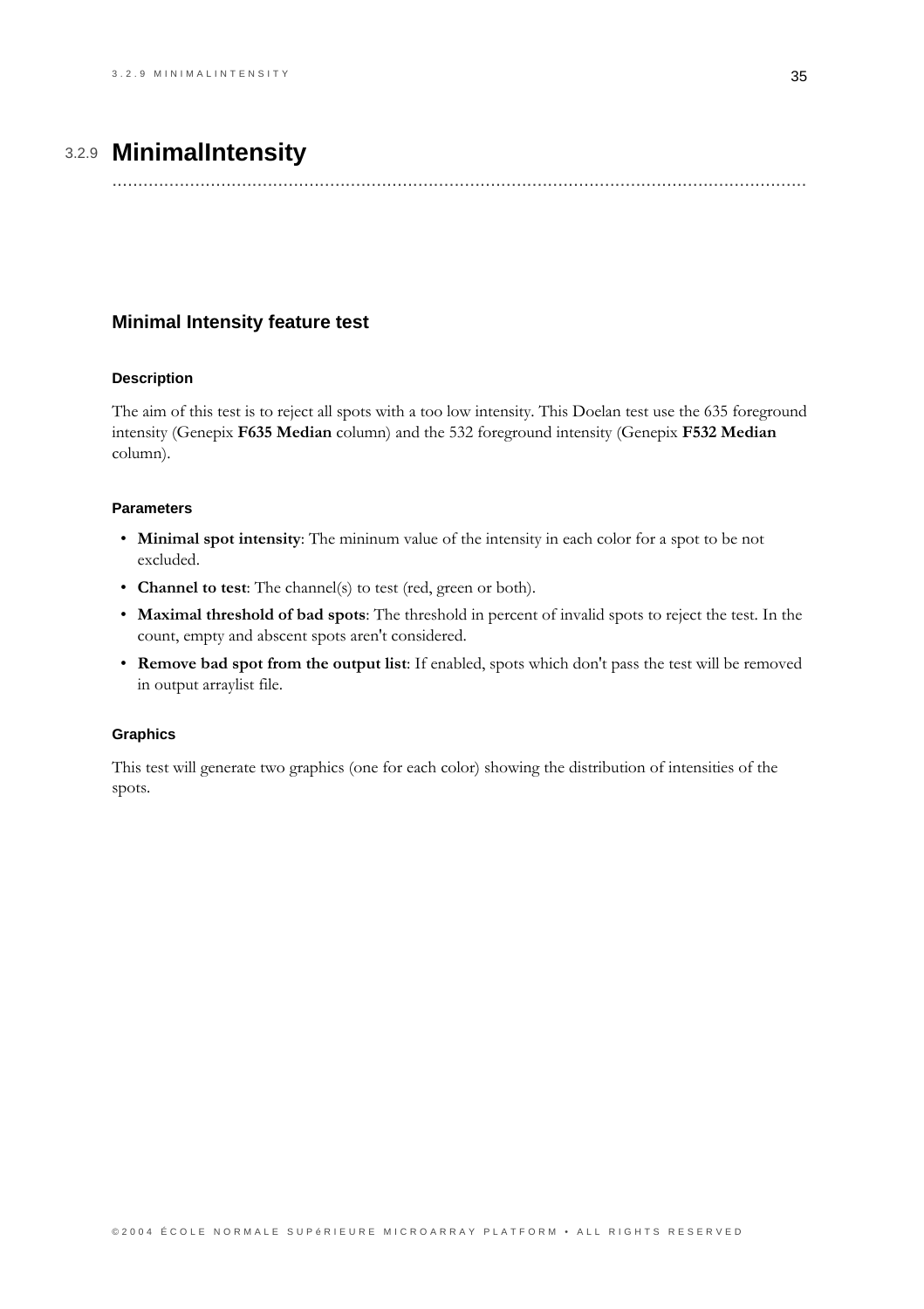## 3.2.9 MinimalIntensity

### Minimal Intensity feature test

#### Description

The aim of this test is to reject all spots with a too low intensity. This Doelan test use the 635 foreground intensity (Genepix **F635 Median** column) and the 532 foreground intensity (Genepix **F532 Median** column).

#### Parameters

- **Minimal spot intensity**: The mininum value of the intensity in each color for a spot to be not excluded.
- **Channel to test**: The channel(s) to test (red, green or both).
- **Maximal threshold of bad spots**: The threshold in percent of invalid spots to reject the test. In the count, empty and abscent spots aren't considered.
- **Remove bad spot from the output list**: If enabled, spots which don't pass the test will be removed in output arraylist file.

#### Graphics

This test will generate two graphics (one for each color) showing the distribution of intensities of the spots.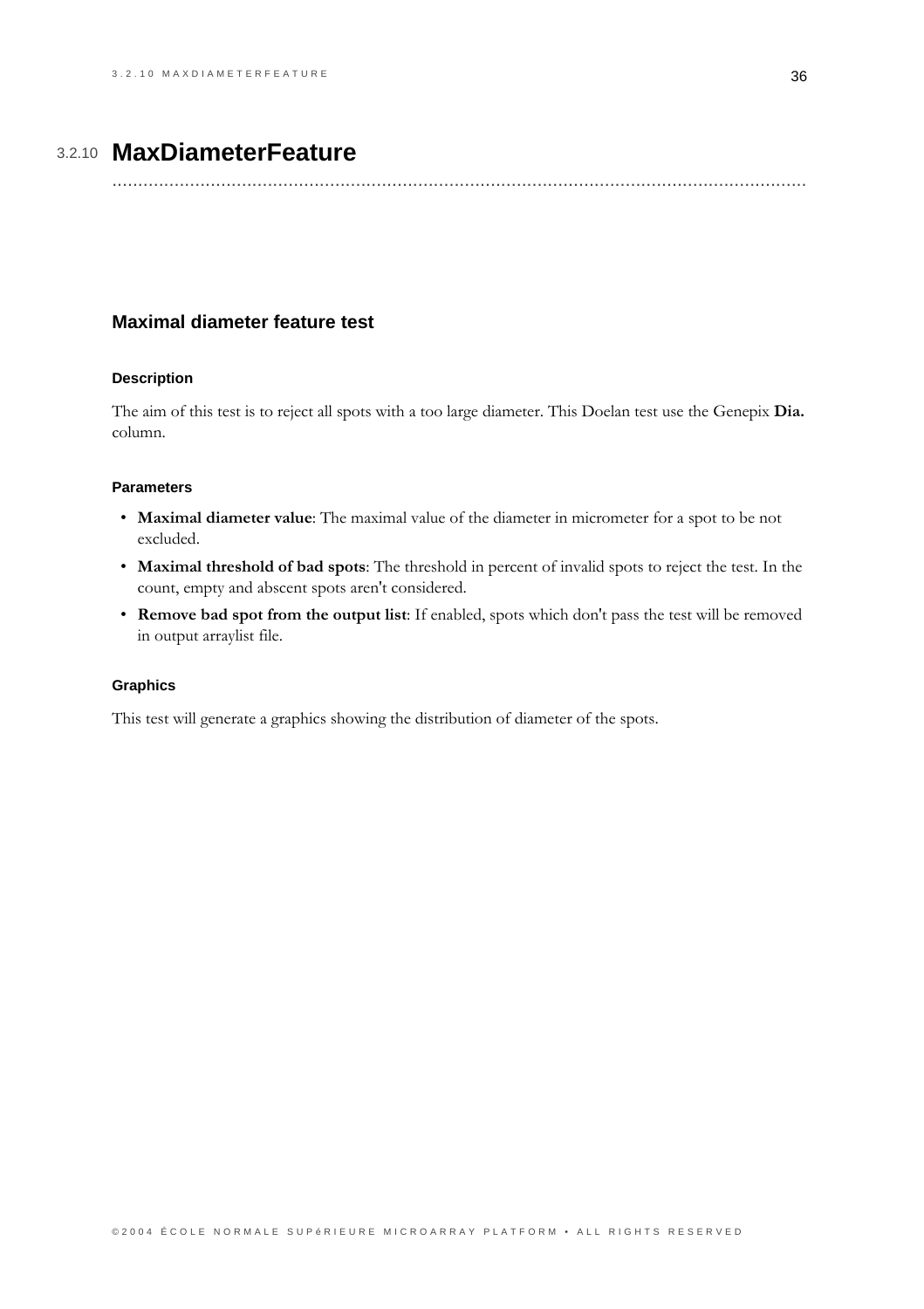## 3.2.10 MaxDiameterFeature

### Maximal diameter feature test

#### Description

The aim of this test is to reject all spots with a too large diameter. This Doelan test use the Genepix **Dia.** column.

#### Parameters

- **Maximal diameter value**: The maximal value of the diameter in micrometer for a spot to be not excluded.
- **Maximal threshold of bad spots**: The threshold in percent of invalid spots to reject the test. In the count, empty and abscent spots aren't considered.
- **Remove bad spot from the output list**: If enabled, spots which don't pass the test will be removed in output arraylist file.

#### Graphics

This test will generate a graphics showing the distribution of diameter of the spots.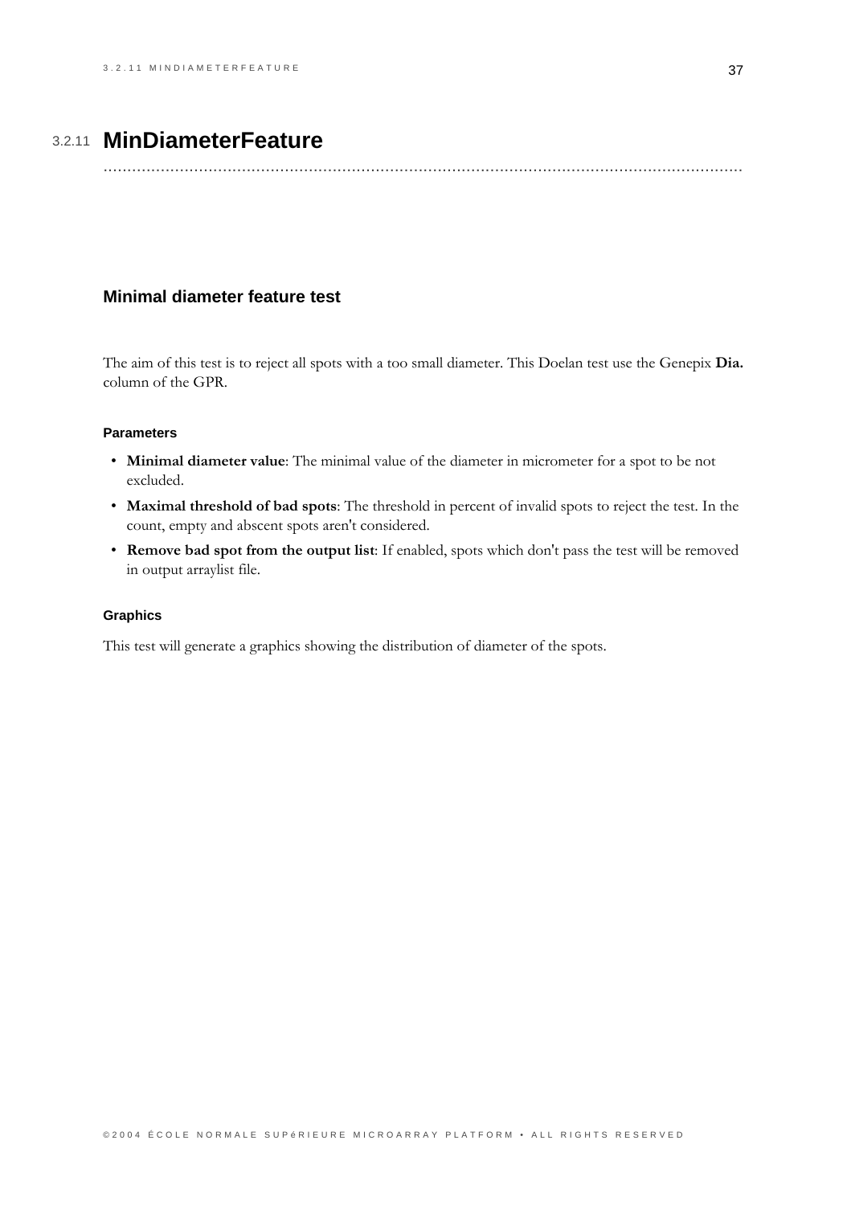## 3.2.11 MinDiameterFeature

### Minimal diameter feature test

The aim of this test is to reject all spots with a too small diameter. This Doelan test use the Genepix **Dia.** column of the GPR.

#### Parameters

- **Minimal diameter value**: The minimal value of the diameter in micrometer for a spot to be not excluded.
- **Maximal threshold of bad spots**: The threshold in percent of invalid spots to reject the test. In the count, empty and abscent spots aren't considered.
- **Remove bad spot from the output list**: If enabled, spots which don't pass the test will be removed in output arraylist file.

#### Graphics

This test will generate a graphics showing the distribution of diameter of the spots.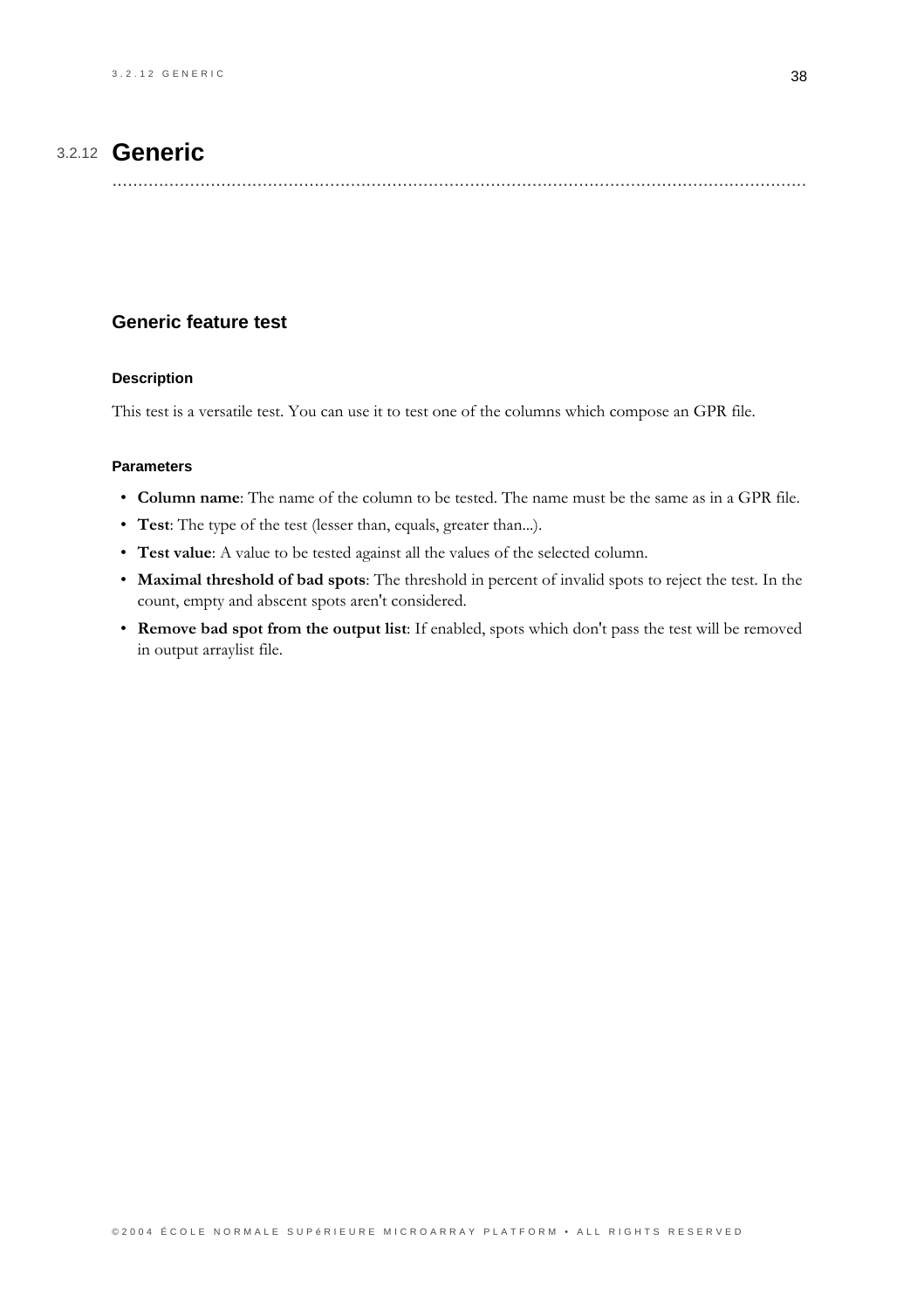## 3.2.12 Generic

### Generic feature test

#### Description

This test is a versatile test. You can use it to test one of the columns which compose an GPR file.

#### Parameters

- **Column name**: The name of the column to be tested. The name must be the same as in a GPR file.
- **Test**: The type of the test (lesser than, equals, greater than...).
- **Test value**: A value to be tested against all the values of the selected column.
- **Maximal threshold of bad spots**: The threshold in percent of invalid spots to reject the test. In the count, empty and abscent spots aren't considered.
- **Remove bad spot from the output list**: If enabled, spots which don't pass the test will be removed in output arraylist file.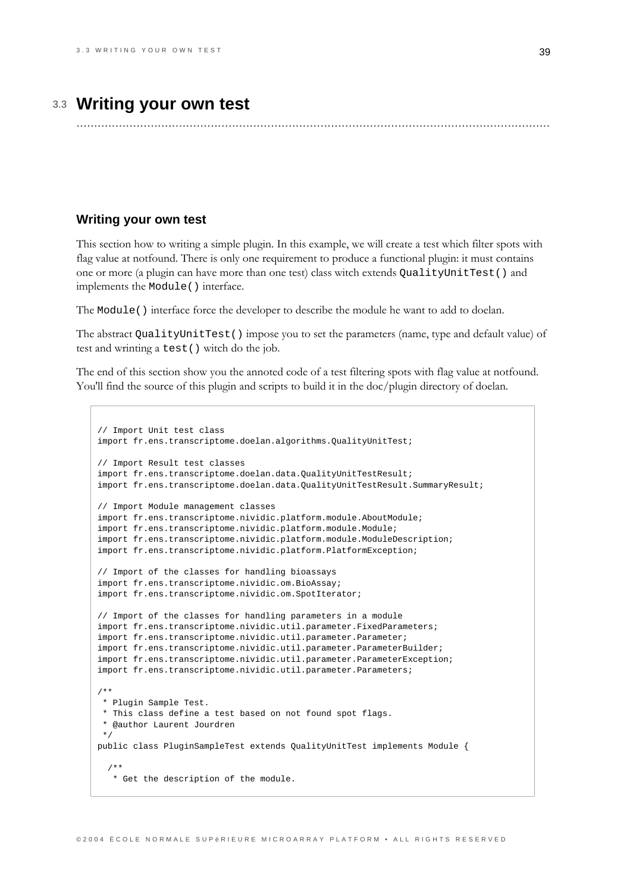## 3.3 Writing your own test

### Writing your own test

This section how to writing a simple plugin. In this example, we will create a test which filter spots with flag value at notfound. There is only one requirement to produce a functional plugin: it must contains one or more (a plugin can have more than one test) class witch extends `QualityUnitTest()` and implements the `Module()` interface.

The `Module()` interface force the developer to describe the module he want to add to doelan.

The abstract `QualityUnitTest()` impose you to set the parameters (name, type and default value) of test and wrinting a `test()` witch do the job.

The end of this section show you the annoted code of a test filtering spots with flag value at notfound. You'll find the source of this plugin and scripts to build it in the doc/plugin directory of doelan.

```
// Import Unit test class
import fr.ens.transcriptome.doelan.algorithms.QualityUnitTest;

// Import Result test classes
import fr.ens.transcriptome.doelan.data.QualityUnitTestResult;
import fr.ens.transcriptome.doelan.data.QualityUnitTestResult.SummaryResult;

// Import Module management classes
import fr.ens.transcriptome.nividic.platform.module.AboutModule;
import fr.ens.transcriptome.nividic.platform.module.Module;
import fr.ens.transcriptome.nividic.platform.module.ModuleDescription;
import fr.ens.transcriptome.nividic.platform.PlatformException;

// Import of the classes for handling bioassays
import fr.ens.transcriptome.nividic.om.BioAssay;
import fr.ens.transcriptome.nividic.om.SpotIterator;

// Import of the classes for handling parameters in a module
import fr.ens.transcriptome.nividic.util.parameter.FixedParameters;
import fr.ens.transcriptome.nividic.util.parameter.Parameter;
import fr.ens.transcriptome.nividic.util.parameter.ParameterBuilder;
import fr.ens.transcriptome.nividic.util.parameter.ParameterException;
import fr.ens.transcriptome.nividic.util.parameter.Parameters;

/**
 * Plugin Sample Test.
 * This class define a test based on not found spot flags.
 * @author Laurent Jourdren
 */
public class PluginSampleTest extends QualityUnitTest implements Module {

  /**
   * Get the description of the module.
```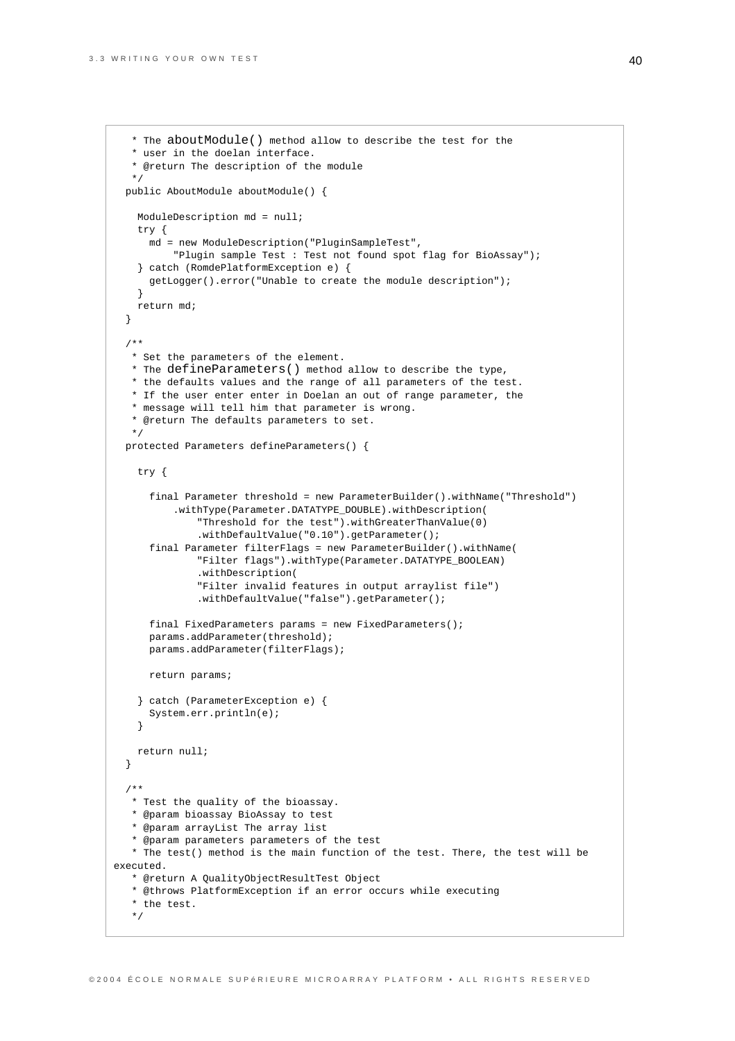```
   * The aboutModule() method allow to describe the test for the
   * user in the doelan interface.
   * @return The description of the module
   */
  public AboutModule aboutModule() {

    ModuleDescription md = null;
    try {
      md = new ModuleDescription("PluginSampleTest",
          "Plugin sample Test : Test not found spot flag for BioAssay");
    } catch (RomdePlatformException e) {
      getLogger().error("Unable to create the module description");
    }
    return md;
  }

  /**
   * Set the parameters of the element.
   * The defineParameters() method allow to describe the type,
   * the defaults values and the range of all parameters of the test.
   * If the user enter enter in Doelan an out of range parameter, the
   * message will tell him that parameter is wrong.
   * @return The defaults parameters to set.
   */
  protected Parameters defineParameters() {

    try {

      final Parameter threshold = new ParameterBuilder().withName("Threshold")
          .withType(Parameter.DATATYPE_DOUBLE).withDescription(
              "Threshold for the test").withGreaterThanValue(0)
              .withDefaultValue("0.10").getParameter();
      final Parameter filterFlags = new ParameterBuilder().withName(
              "Filter flags").withType(Parameter.DATATYPE_BOOLEAN)
              .withDescription(
              "Filter invalid features in output arraylist file")
              .withDefaultValue("false").getParameter();

      final FixedParameters params = new FixedParameters();
      params.addParameter(threshold);
      params.addParameter(filterFlags);

      return params;

    } catch (ParameterException e) {
      System.err.println(e);
    }

    return null;
  }

  /**
   * Test the quality of the bioassay.
   * @param bioassay BioAssay to test
   * @param arrayList The array list
   * @param parameters parameters of the test
   * The test() method is the main function of the test. There, the test will be
executed.
   * @return A QualityObjectResultTest Object
   * @throws PlatformException if an error occurs while executing
   * the test.
   */
```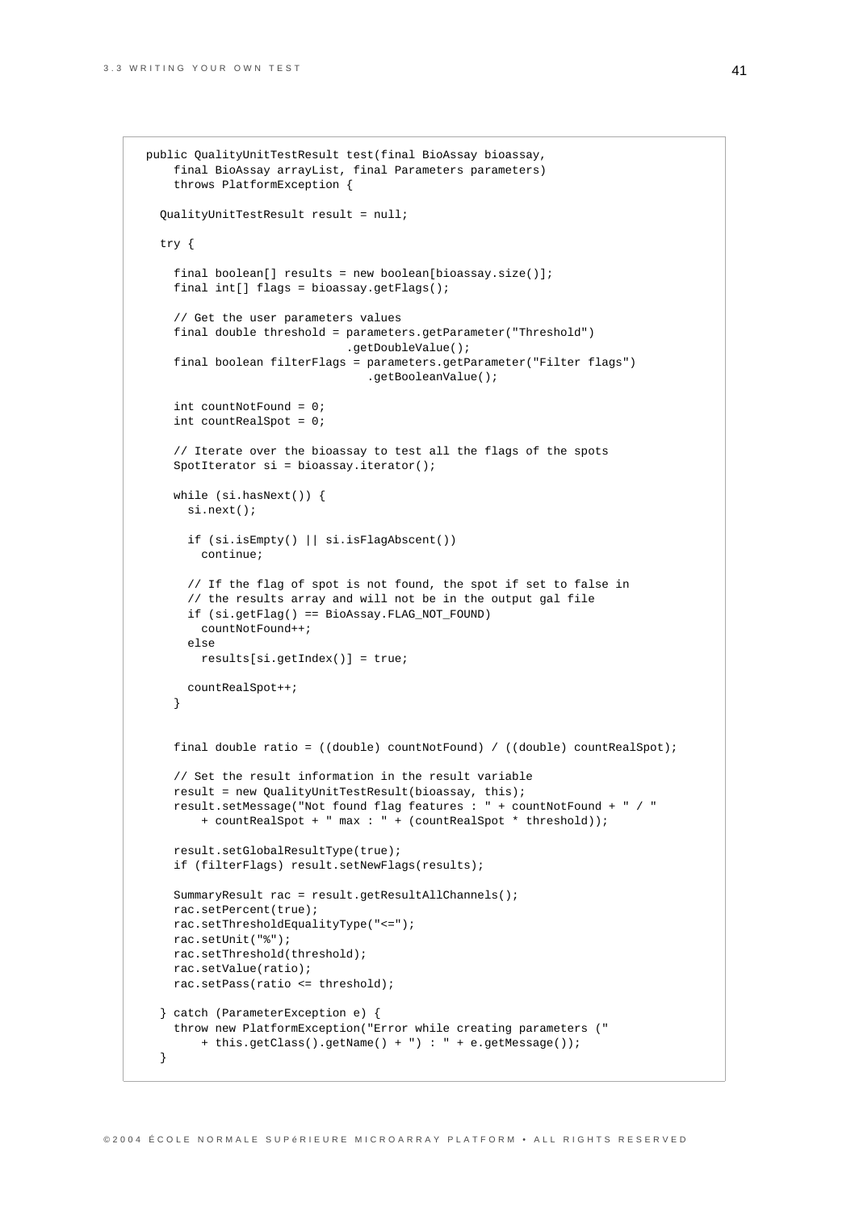```java
public QualityUnitTestResult test(final BioAssay bioassay,
    final BioAssay arrayList, final Parameters parameters)
    throws PlatformException {

  QualityUnitTestResult result = null;

  try {

    final boolean[] results = new boolean[bioassay.size()];
    final int[] flags = bioassay.getFlags();

    // Get the user parameters values
    final double threshold = parameters.getParameter("Threshold")
                             .getDoubleValue();
    final boolean filterFlags = parameters.getParameter("Filter flags")
                                .getBooleanValue();

    int countNotFound = 0;
    int countRealSpot = 0;

    // Iterate over the bioassay to test all the flags of the spots
    SpotIterator si = bioassay.iterator();

    while (si.hasNext()) {
      si.next();

      if (si.isEmpty() || si.isFlagAbscent())
        continue;

      // If the flag of spot is not found, the spot if set to false in
      // the results array and will not be in the output gal file
      if (si.getFlag() == BioAssay.FLAG_NOT_FOUND)
        countNotFound++;
      else
        results[si.getIndex()] = true;

      countRealSpot++;
    }


    final double ratio = ((double) countNotFound) / ((double) countRealSpot);

    // Set the result information in the result variable
    result = new QualityUnitTestResult(bioassay, this);
    result.setMessage("Not found flag features : " + countNotFound + " / "
        + countRealSpot + " max : " + (countRealSpot * threshold));

    result.setGlobalResultType(true);
    if (filterFlags) result.setNewFlags(results);

    SummaryResult rac = result.getResultAllChannels();
    rac.setPercent(true);
    rac.setThresholdEqualityType("<=");
    rac.setUnit("%");
    rac.setThreshold(threshold);
    rac.setValue(ratio);
    rac.setPass(ratio <= threshold);

  } catch (ParameterException e) {
    throw new PlatformException("Error while creating parameters ("
        + this.getClass().getName() + ") : " + e.getMessage());
  }
```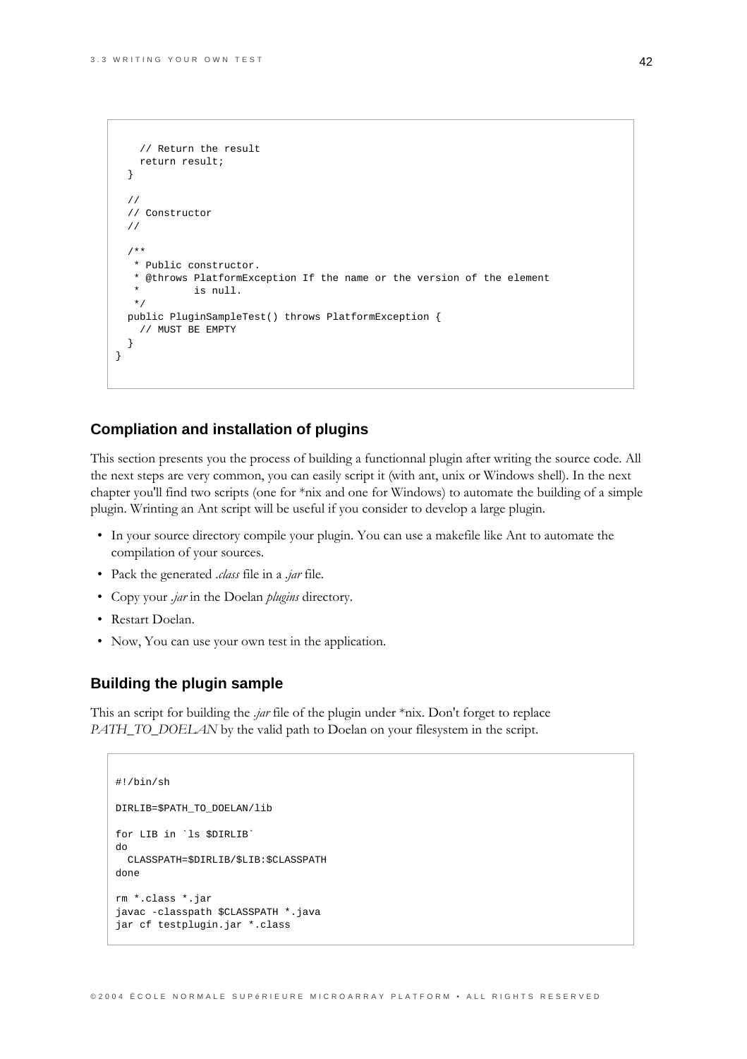```
    // Return the result
    return result;
  }

  //
  // Constructor
  //

  /**
   * Public constructor.
   * @throws PlatformException If the name or the version of the element
   *         is null.
   */
  public PluginSampleTest() throws PlatformException {
    // MUST BE EMPTY
  }
}
```

### Compliation and installation of plugins

This section presents you the process of building a functionnal plugin after writing the source code. All the next steps are very common, you can easily script it (with ant, unix or Windows shell). In the next chapter you'll find two scripts (one for *nix and one for Windows) to automate the building of a simple plugin. Wrinting an Ant script will be useful if you consider to develop a large plugin.

- In your source directory compile your plugin. You can use a makefile like Ant to automate the compilation of your sources.
- Pack the generated *.class* file in a *.jar* file.
- Copy your *.jar* in the Doelan *plugins* directory.
- Restart Doelan.
- Now, You can use your own test in the application.

### Building the plugin sample

This an script for building the *.jar* file of the plugin under *nix. Don't forget to replace *PATH_TO_DOELAN* by the valid path to Doelan on your filesystem in the script.

```
#!/bin/sh

DIRLIB=$PATH_TO_DOELAN/lib

for LIB in `ls $DIRLIB`
do
  CLASSPATH=$DIRLIB/$LIB:$CLASSPATH
done

rm *.class *.jar
javac -classpath $CLASSPATH *.java
jar cf testplugin.jar *.class
```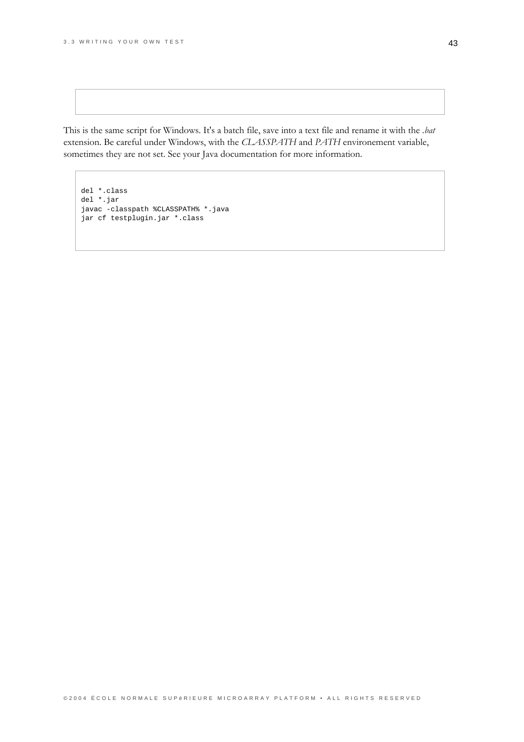```
```

This is the same script for Windows. It's a batch file, save into a text file and rename it with the *.bat* extension. Be careful under Windows, with the *CLASSPATH* and *PATH* environement variable, sometimes they are not set. See your Java documentation for more information.

```
del *.class
del *.jar
javac -classpath %CLASSPATH% *.java
jar cf testplugin.jar *.class
```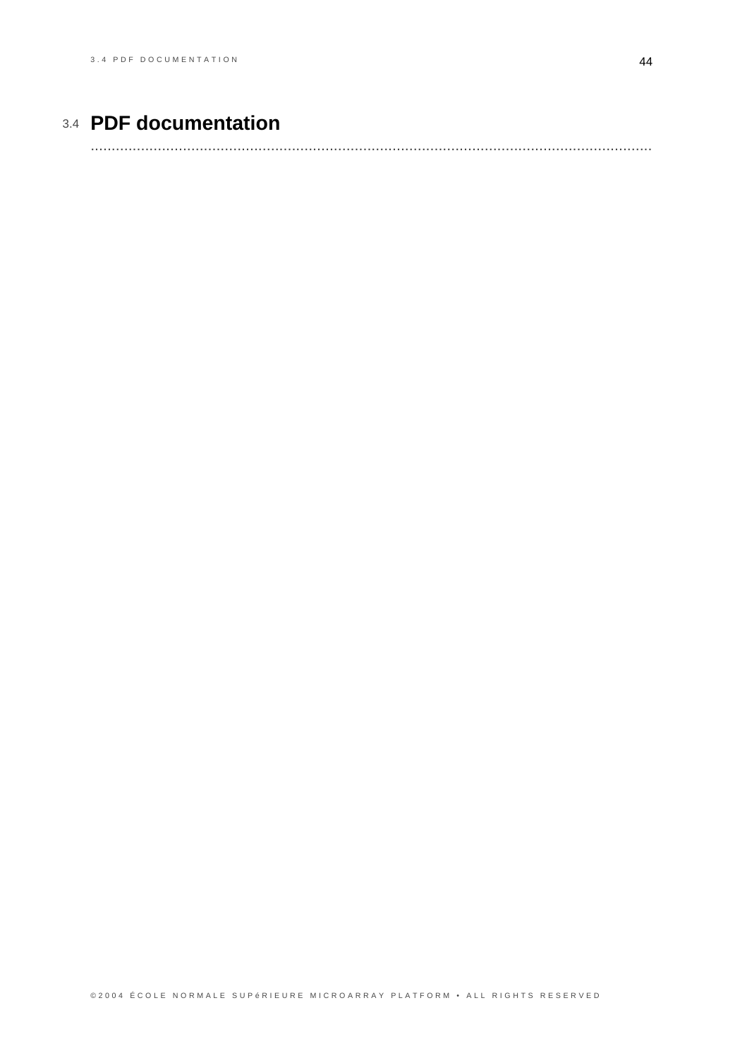## 3.4 PDF documentation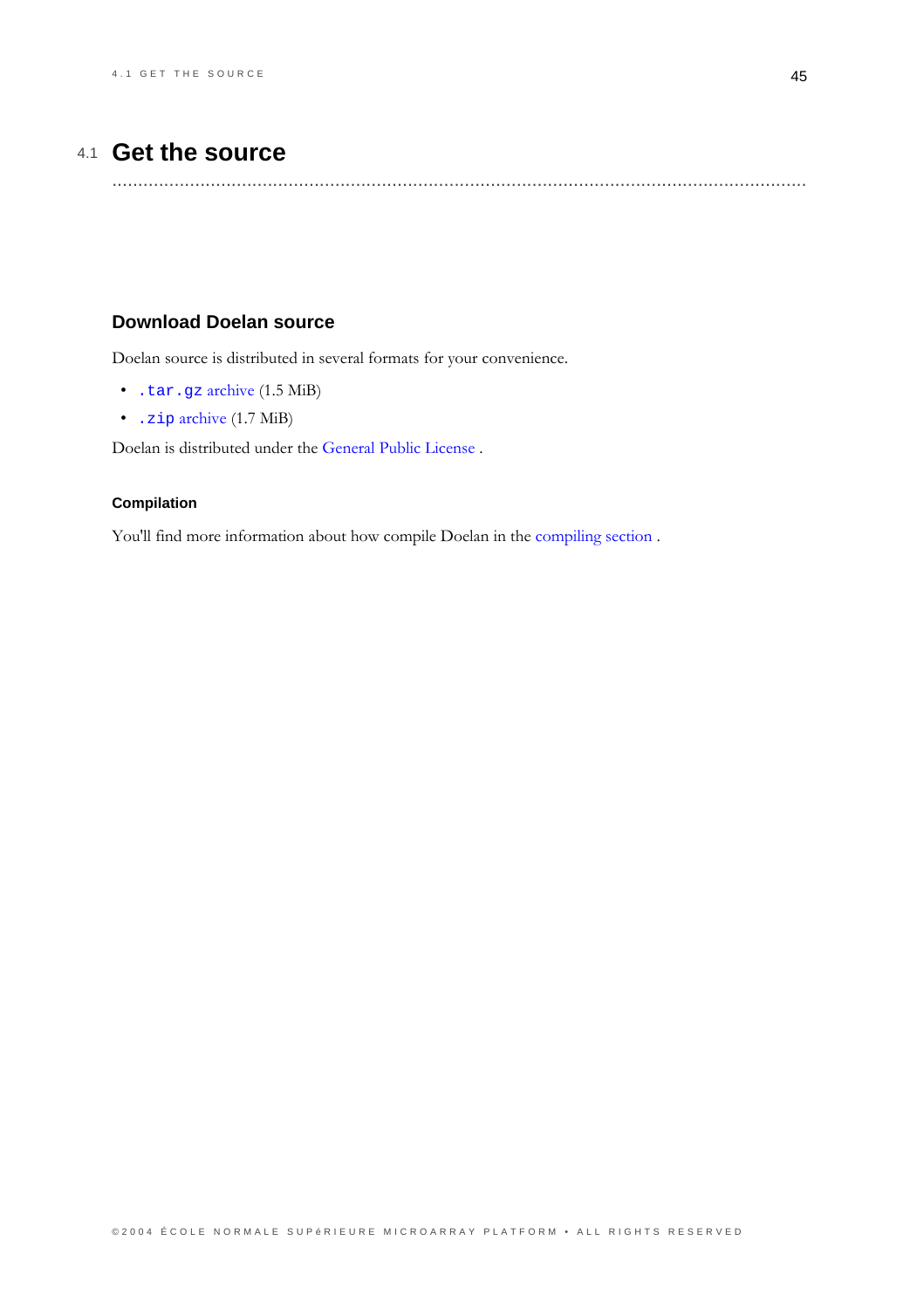# 4.1 Get the source

## Download Doelan source

Doelan source is distributed in several formats for your convenience.

- `.tar.gz` archive (1.5 MiB)
- `.zip` archive (1.7 MiB)

Doelan is distributed under the General Public License .

### Compilation

You'll find more information about how compile Doelan in the compiling section .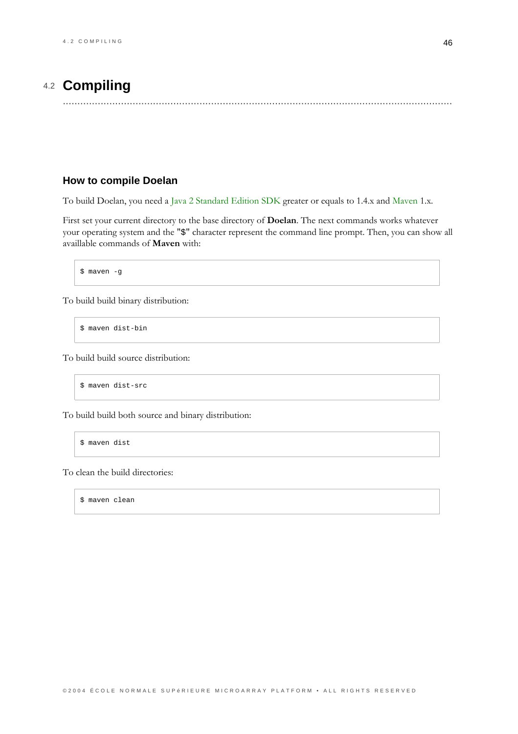## 4.2 Compiling

### How to compile Doelan

To build Doelan, you need a Java 2 Standard Edition SDK greater or equals to 1.4.x and Maven 1.x.

First set your current directory to the base directory of **Doelan**. The next commands works whatever your operating system and the "$" character represent the command line prompt. Then, you can show all availlable commands of **Maven** with:

```
$ maven -g
```

To build build binary distribution:

```
$ maven dist-bin
```

To build build source distribution:

```
$ maven dist-src
```

To build build both source and binary distribution:

```
$ maven dist
```

To clean the build directories:

```
$ maven clean
```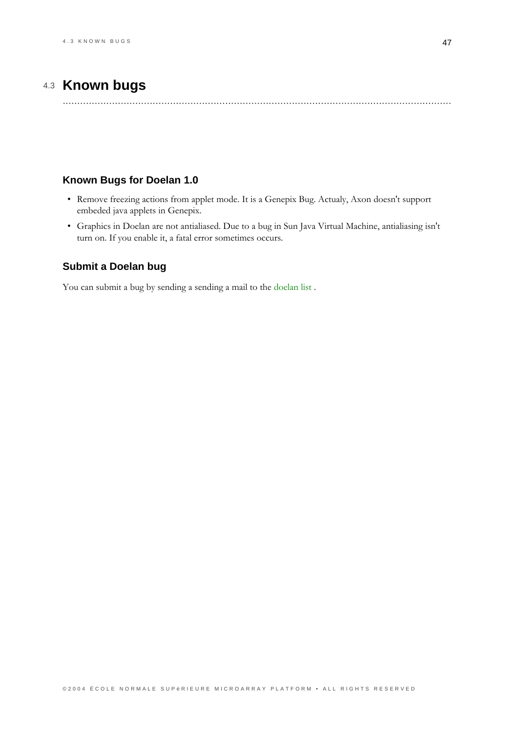# 4.3 Known bugs

## Known Bugs for Doelan 1.0

- Remove freezing actions from applet mode. It is a Genepix Bug. Actualy, Axon doesn't support embeded java applets in Genepix.
- Graphics in Doelan are not antialiased. Due to a bug in Sun Java Virtual Machine, antialiasing isn't turn on. If you enable it, a fatal error sometimes occurs.

## Submit a Doelan bug

You can submit a bug by sending a sending a mail to the doelan list .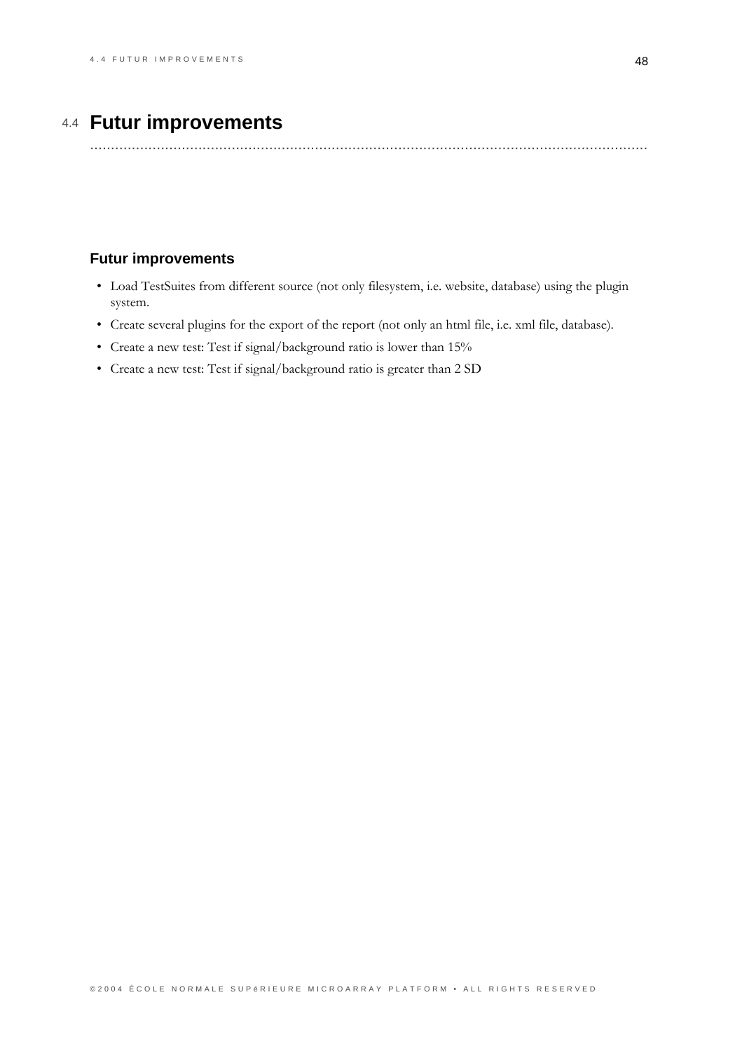## 4.4 Futur improvements

### Futur improvements

- Load TestSuites from different source (not only filesystem, i.e. website, database) using the plugin system.
- Create several plugins for the export of the report (not only an html file, i.e. xml file, database).
- Create a new test: Test if signal/background ratio is lower than 15%
- Create a new test: Test if signal/background ratio is greater than 2 SD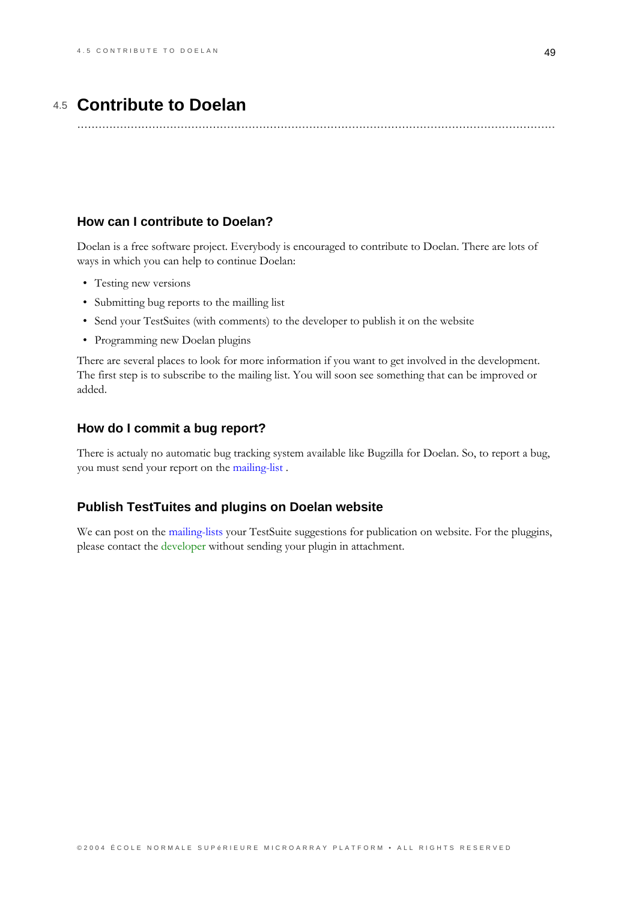## 4.5 Contribute to Doelan

### How can I contribute to Doelan?

Doelan is a free software project. Everybody is encouraged to contribute to Doelan. There are lots of ways in which you can help to continue Doelan:

- Testing new versions
- Submitting bug reports to the mailling list
- Send your TestSuites (with comments) to the developer to publish it on the website
- Programming new Doelan plugins

There are several places to look for more information if you want to get involved in the development. The first step is to subscribe to the mailing list. You will soon see something that can be improved or added.

### How do I commit a bug report?

There is actualy no automatic bug tracking system available like Bugzilla for Doelan. So, to report a bug, you must send your report on the mailing-list .

### Publish TestTuites and plugins on Doelan website

We can post on the mailing-lists your TestSuite suggestions for publication on website. For the pluggins, please contact the developer without sending your plugin in attachment.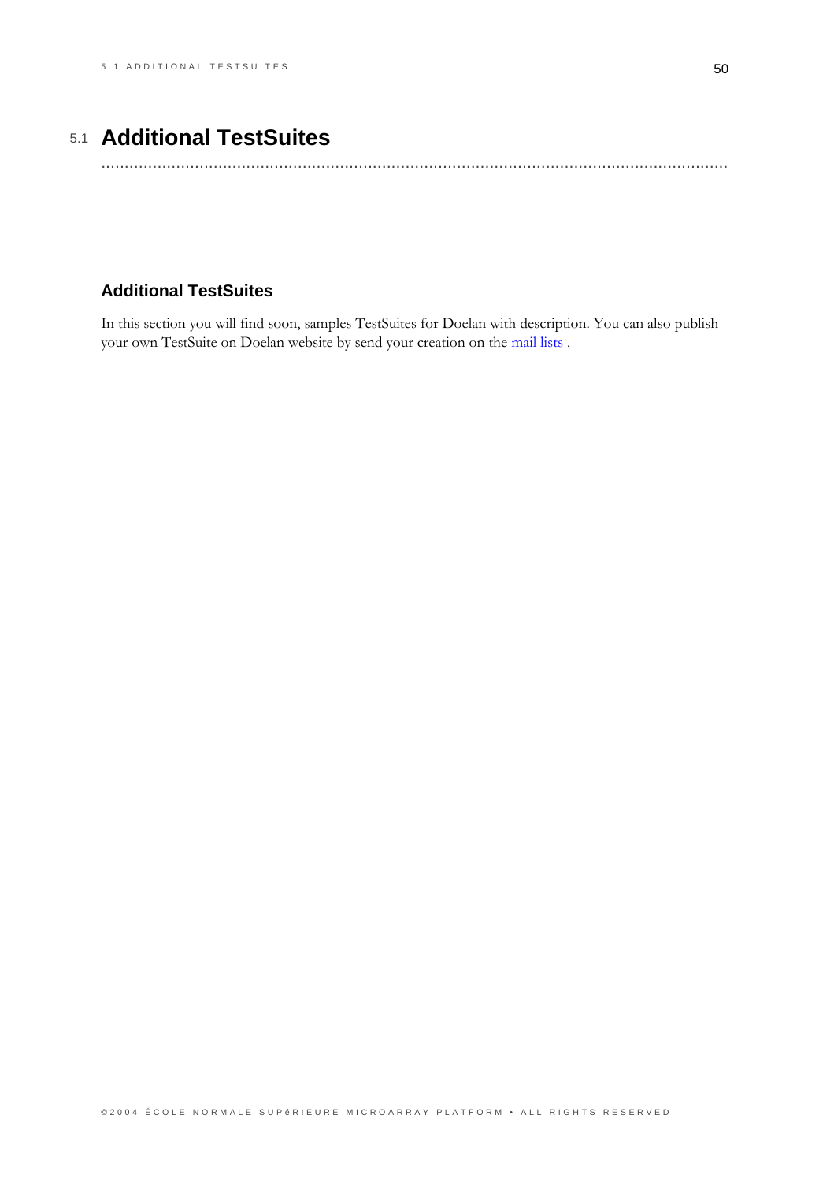# 5.1 Additional TestSuites

### Additional TestSuites

In this section you will find soon, samples TestSuites for Doelan with description. You can also publish your own TestSuite on Doelan website by send your creation on the mail lists .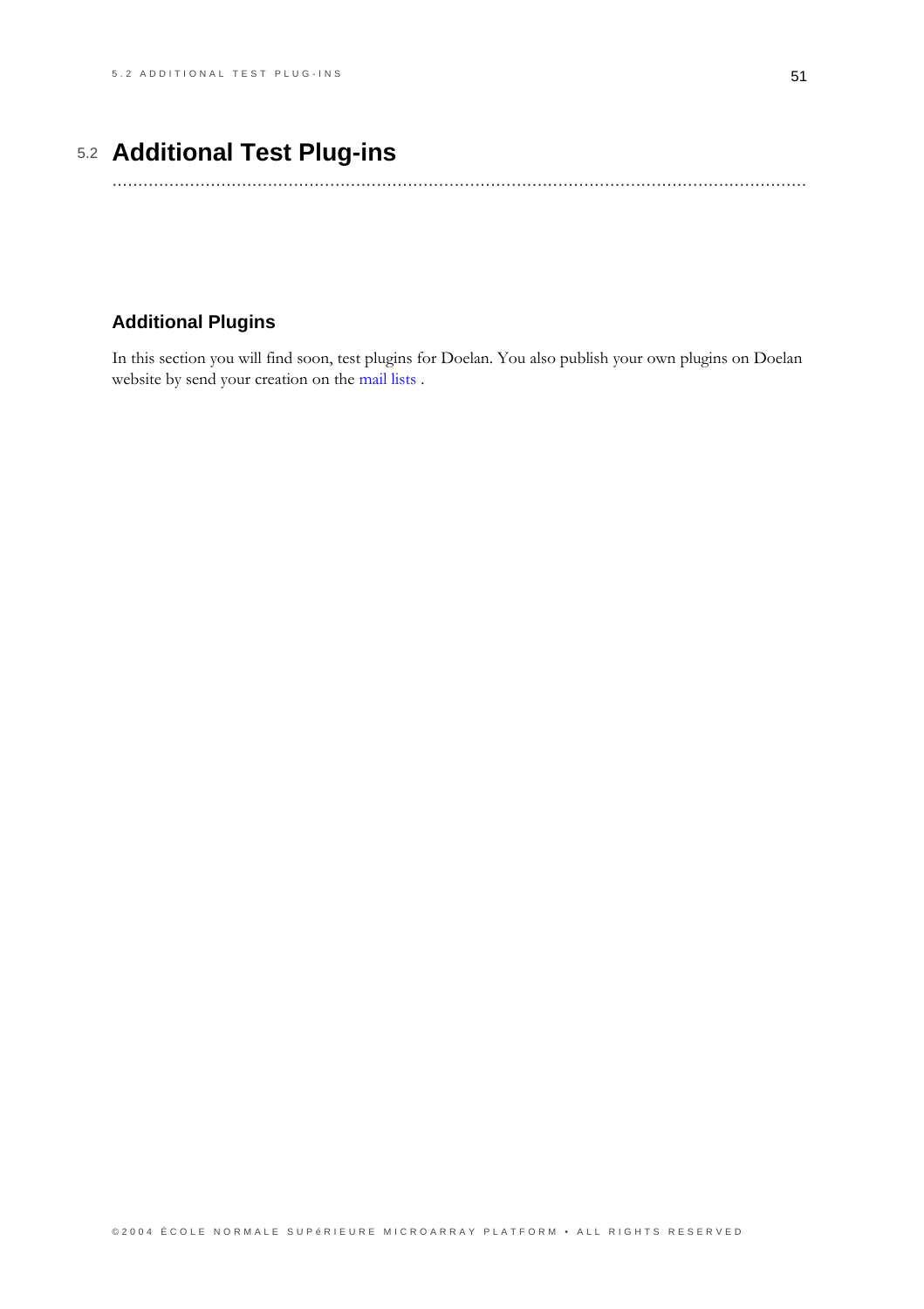## 5.2 Additional Test Plug-ins

### Additional Plugins

In this section you will find soon, test plugins for Doelan. You also publish your own plugins on Doelan website by send your creation on the mail lists .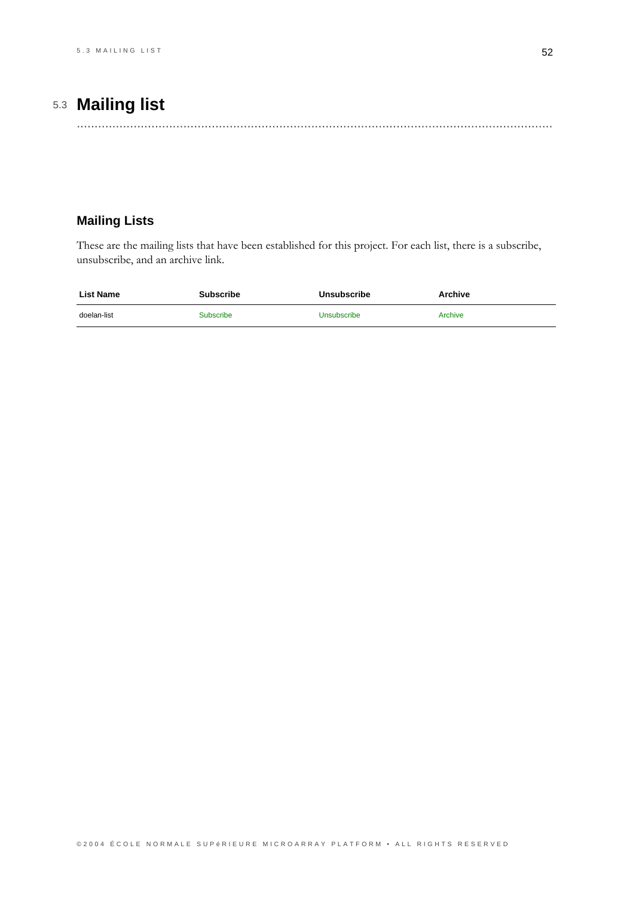## 5.3 Mailing list

### Mailing Lists

These are the mailing lists that have been established for this project. For each list, there is a subscribe, unsubscribe, and an archive link.

| List Name | Subscribe | Unsubscribe | Archive |
|---|---|---|---|
| doelan-list | Subscribe | Unsubscribe | Archive |